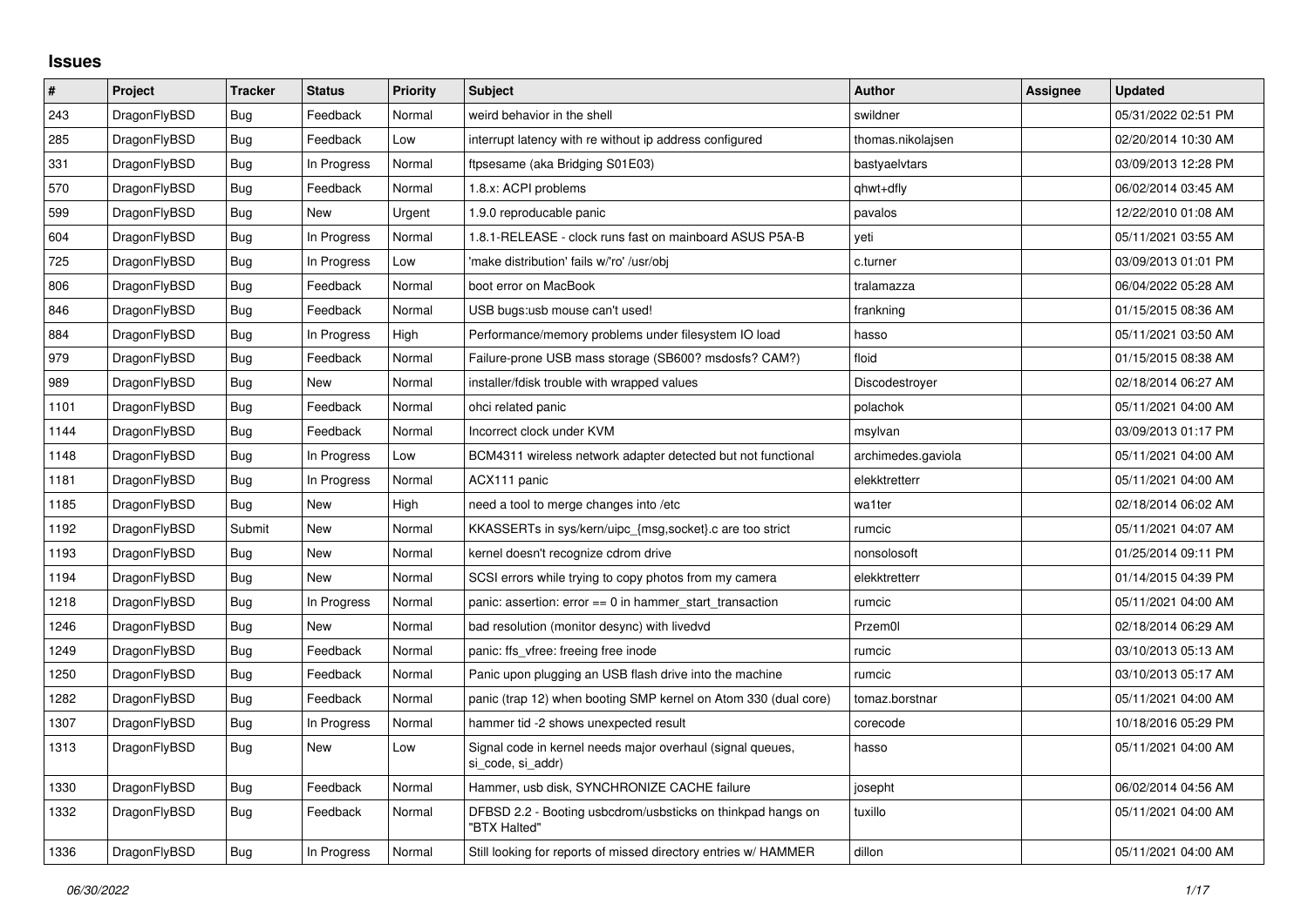# Issues

| # | Project | Tracker | Status | Priority | Subject | Author | Assignee | Updated |
|---|---|---|---|---|---|---|---|---|
| 243 | DragonFlyBSD | Bug | Feedback | Normal | weird behavior in the shell | swildner | | 05/31/2022 02:51 PM |
| 285 | DragonFlyBSD | Bug | Feedback | Low | interrupt latency with re without ip address configured | thomas.nikolajsen | | 02/20/2014 10:30 AM |
| 331 | DragonFlyBSD | Bug | In Progress | Normal | ftpsesame (aka Bridging S01E03) | bastyaelvtars | | 03/09/2013 12:28 PM |
| 570 | DragonFlyBSD | Bug | Feedback | Normal | 1.8.x: ACPI problems | qhwt+dfly | | 06/02/2014 03:45 AM |
| 599 | DragonFlyBSD | Bug | New | Urgent | 1.9.0 reproducable panic | pavalos | | 12/22/2010 01:08 AM |
| 604 | DragonFlyBSD | Bug | In Progress | Normal | 1.8.1-RELEASE - clock runs fast on mainboard ASUS P5A-B | yeti | | 05/11/2021 03:55 AM |
| 725 | DragonFlyBSD | Bug | In Progress | Low | 'make distribution' fails w/'ro' /usr/obj | c.turner | | 03/09/2013 01:01 PM |
| 806 | DragonFlyBSD | Bug | Feedback | Normal | boot error on MacBook | tralamazza | | 06/04/2022 05:28 AM |
| 846 | DragonFlyBSD | Bug | Feedback | Normal | USB bugs:usb mouse can't used! | frankning | | 01/15/2015 08:36 AM |
| 884 | DragonFlyBSD | Bug | In Progress | High | Performance/memory problems under filesystem IO load | hasso | | 05/11/2021 03:50 AM |
| 979 | DragonFlyBSD | Bug | Feedback | Normal | Failure-prone USB mass storage (SB600? msdosfs? CAM?) | floid | | 01/15/2015 08:38 AM |
| 989 | DragonFlyBSD | Bug | New | Normal | installer/fdisk trouble with wrapped values | Discodestroyer | | 02/18/2014 06:27 AM |
| 1101 | DragonFlyBSD | Bug | Feedback | Normal | ohci related panic | polachok | | 05/11/2021 04:00 AM |
| 1144 | DragonFlyBSD | Bug | Feedback | Normal | Incorrect clock under KVM | msylvan | | 03/09/2013 01:17 PM |
| 1148 | DragonFlyBSD | Bug | In Progress | Low | BCM4311 wireless network adapter detected but not functional | archimedes.gaviola | | 05/11/2021 04:00 AM |
| 1181 | DragonFlyBSD | Bug | In Progress | Normal | ACX111 panic | elekktretterr | | 05/11/2021 04:00 AM |
| 1185 | DragonFlyBSD | Bug | New | High | need a tool to merge changes into /etc | wa1ter | | 02/18/2014 06:02 AM |
| 1192 | DragonFlyBSD | Submit | New | Normal | KKASSERTs in sys/kern/uipc_{msg,socket}.c are too strict | rumcic | | 05/11/2021 04:07 AM |
| 1193 | DragonFlyBSD | Bug | New | Normal | kernel doesn't recognize cdrom drive | nonsolosoft | | 01/25/2014 09:11 PM |
| 1194 | DragonFlyBSD | Bug | New | Normal | SCSI errors while trying to copy photos from my camera | elekktretterr | | 01/14/2015 04:39 PM |
| 1218 | DragonFlyBSD | Bug | In Progress | Normal | panic: assertion: error == 0 in hammer_start_transaction | rumcic | | 05/11/2021 04:00 AM |
| 1246 | DragonFlyBSD | Bug | New | Normal | bad resolution (monitor desync) with livedvd | Przem0l | | 02/18/2014 06:29 AM |
| 1249 | DragonFlyBSD | Bug | Feedback | Normal | panic: ffs_vfree: freeing free inode | rumcic | | 03/10/2013 05:13 AM |
| 1250 | DragonFlyBSD | Bug | Feedback | Normal | Panic upon plugging an USB flash drive into the machine | rumcic | | 03/10/2013 05:17 AM |
| 1282 | DragonFlyBSD | Bug | Feedback | Normal | panic (trap 12) when booting SMP kernel on Atom 330 (dual core) | tomaz.borstnar | | 05/11/2021 04:00 AM |
| 1307 | DragonFlyBSD | Bug | In Progress | Normal | hammer tid -2 shows unexpected result | corecode | | 10/18/2016 05:29 PM |
| 1313 | DragonFlyBSD | Bug | New | Low | Signal code in kernel needs major overhaul (signal queues, si_code, si_addr) | hasso | | 05/11/2021 04:00 AM |
| 1330 | DragonFlyBSD | Bug | Feedback | Normal | Hammer, usb disk, SYNCHRONIZE CACHE failure | josepht | | 06/02/2014 04:56 AM |
| 1332 | DragonFlyBSD | Bug | Feedback | Normal | DFBSD 2.2 - Booting usbcdrom/usbsticks on thinkpad hangs on "BTX Halted" | tuxillo | | 05/11/2021 04:00 AM |
| 1336 | DragonFlyBSD | Bug | In Progress | Normal | Still looking for reports of missed directory entries w/ HAMMER | dillon | | 05/11/2021 04:00 AM |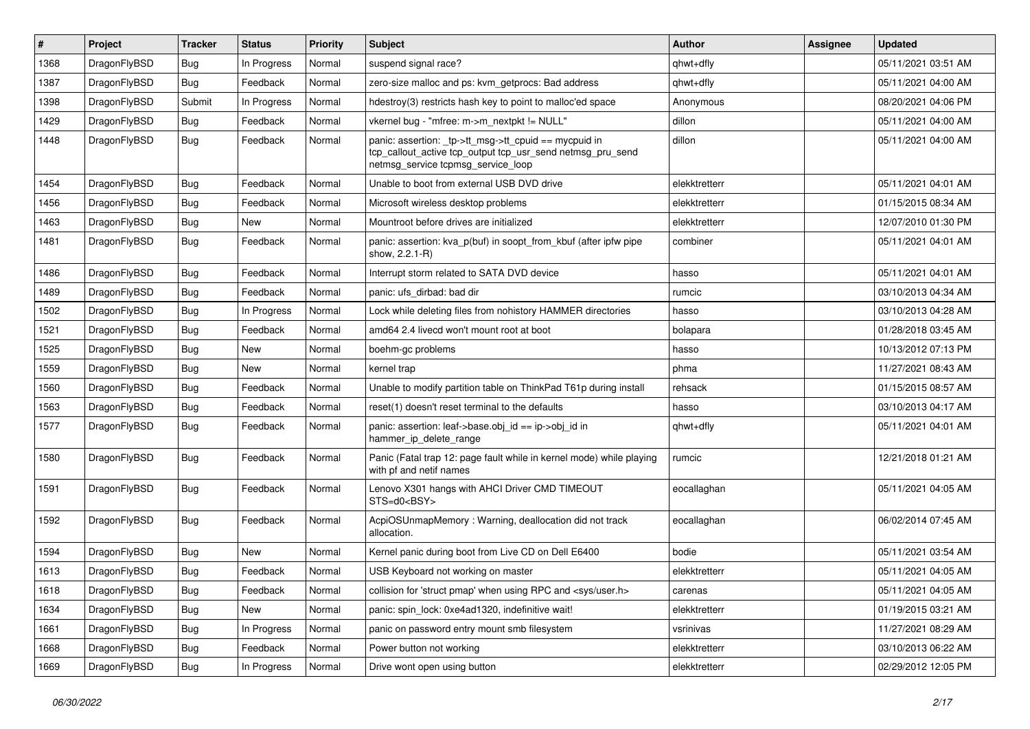| # | Project | Tracker | Status | Priority | Subject | Author | Assignee | Updated |
|---|---|---|---|---|---|---|---|---|
| 1368 | DragonFlyBSD | Bug | In Progress | Normal | suspend signal race? | qhwt+dfly | | 05/11/2021 03:51 AM |
| 1387 | DragonFlyBSD | Bug | Feedback | Normal | zero-size malloc and ps: kvm_getprocs: Bad address | qhwt+dfly | | 05/11/2021 04:00 AM |
| 1398 | DragonFlyBSD | Submit | In Progress | Normal | hdestroy(3) restricts hash key to point to malloc'ed space | Anonymous | | 08/20/2021 04:06 PM |
| 1429 | DragonFlyBSD | Bug | Feedback | Normal | vkernel bug - "mfree: m->m_nextpkt != NULL" | dillon | | 05/11/2021 04:00 AM |
| 1448 | DragonFlyBSD | Bug | Feedback | Normal | panic: assertion: _tp->tt_msg->tt_cpuid == mycpuid in tcp_callout_active tcp_output tcp_usr_send netmsg_pru_send netmsg_service tcpmsg_service_loop | dillon | | 05/11/2021 04:00 AM |
| 1454 | DragonFlyBSD | Bug | Feedback | Normal | Unable to boot from external USB DVD drive | elekktretterr | | 05/11/2021 04:01 AM |
| 1456 | DragonFlyBSD | Bug | Feedback | Normal | Microsoft wireless desktop problems | elekktretterr | | 01/15/2015 08:34 AM |
| 1463 | DragonFlyBSD | Bug | New | Normal | Mountroot before drives are initialized | elekktretterr | | 12/07/2010 01:30 PM |
| 1481 | DragonFlyBSD | Bug | Feedback | Normal | panic: assertion: kva_p(buf) in soopt_from_kbuf (after ipfw pipe show, 2.2.1-R) | combiner | | 05/11/2021 04:01 AM |
| 1486 | DragonFlyBSD | Bug | Feedback | Normal | Interrupt storm related to SATA DVD device | hasso | | 05/11/2021 04:01 AM |
| 1489 | DragonFlyBSD | Bug | Feedback | Normal | panic: ufs_dirbad: bad dir | rumcic | | 03/10/2013 04:34 AM |
| 1502 | DragonFlyBSD | Bug | In Progress | Normal | Lock while deleting files from nohistory HAMMER directories | hasso | | 03/10/2013 04:28 AM |
| 1521 | DragonFlyBSD | Bug | Feedback | Normal | amd64 2.4 livecd won't mount root at boot | bolapara | | 01/28/2018 03:45 AM |
| 1525 | DragonFlyBSD | Bug | New | Normal | boehm-gc problems | hasso | | 10/13/2012 07:13 PM |
| 1559 | DragonFlyBSD | Bug | New | Normal | kernel trap | phma | | 11/27/2021 08:43 AM |
| 1560 | DragonFlyBSD | Bug | Feedback | Normal | Unable to modify partition table on ThinkPad T61p during install | rehsack | | 01/15/2015 08:57 AM |
| 1563 | DragonFlyBSD | Bug | Feedback | Normal | reset(1) doesn't reset terminal to the defaults | hasso | | 03/10/2013 04:17 AM |
| 1577 | DragonFlyBSD | Bug | Feedback | Normal | panic: assertion: leaf->base.obj_id == ip->obj_id in hammer_ip_delete_range | qhwt+dfly | | 05/11/2021 04:01 AM |
| 1580 | DragonFlyBSD | Bug | Feedback | Normal | Panic (Fatal trap 12: page fault while in kernel mode) while playing with pf and netif names | rumcic | | 12/21/2018 01:21 AM |
| 1591 | DragonFlyBSD | Bug | Feedback | Normal | Lenovo X301 hangs with AHCI Driver CMD TIMEOUT STS=d0<BSY> | eocallaghan | | 05/11/2021 04:05 AM |
| 1592 | DragonFlyBSD | Bug | Feedback | Normal | AcpiOSUnmapMemory : Warning, deallocation did not track allocation. | eocallaghan | | 06/02/2014 07:45 AM |
| 1594 | DragonFlyBSD | Bug | New | Normal | Kernel panic during boot from Live CD on Dell E6400 | bodie | | 05/11/2021 03:54 AM |
| 1613 | DragonFlyBSD | Bug | Feedback | Normal | USB Keyboard not working on master | elekktretterr | | 05/11/2021 04:05 AM |
| 1618 | DragonFlyBSD | Bug | Feedback | Normal | collision for 'struct pmap' when using RPC and <sys/user.h> | carenas | | 05/11/2021 04:05 AM |
| 1634 | DragonFlyBSD | Bug | New | Normal | panic: spin_lock: 0xe4ad1320, indefinitive wait! | elekktretterr | | 01/19/2015 03:21 AM |
| 1661 | DragonFlyBSD | Bug | In Progress | Normal | panic on password entry mount smb filesystem | vsrinivas | | 11/27/2021 08:29 AM |
| 1668 | DragonFlyBSD | Bug | Feedback | Normal | Power button not working | elekktretterr | | 03/10/2013 06:22 AM |
| 1669 | DragonFlyBSD | Bug | In Progress | Normal | Drive wont open using button | elekktretterr | | 02/29/2012 12:05 PM |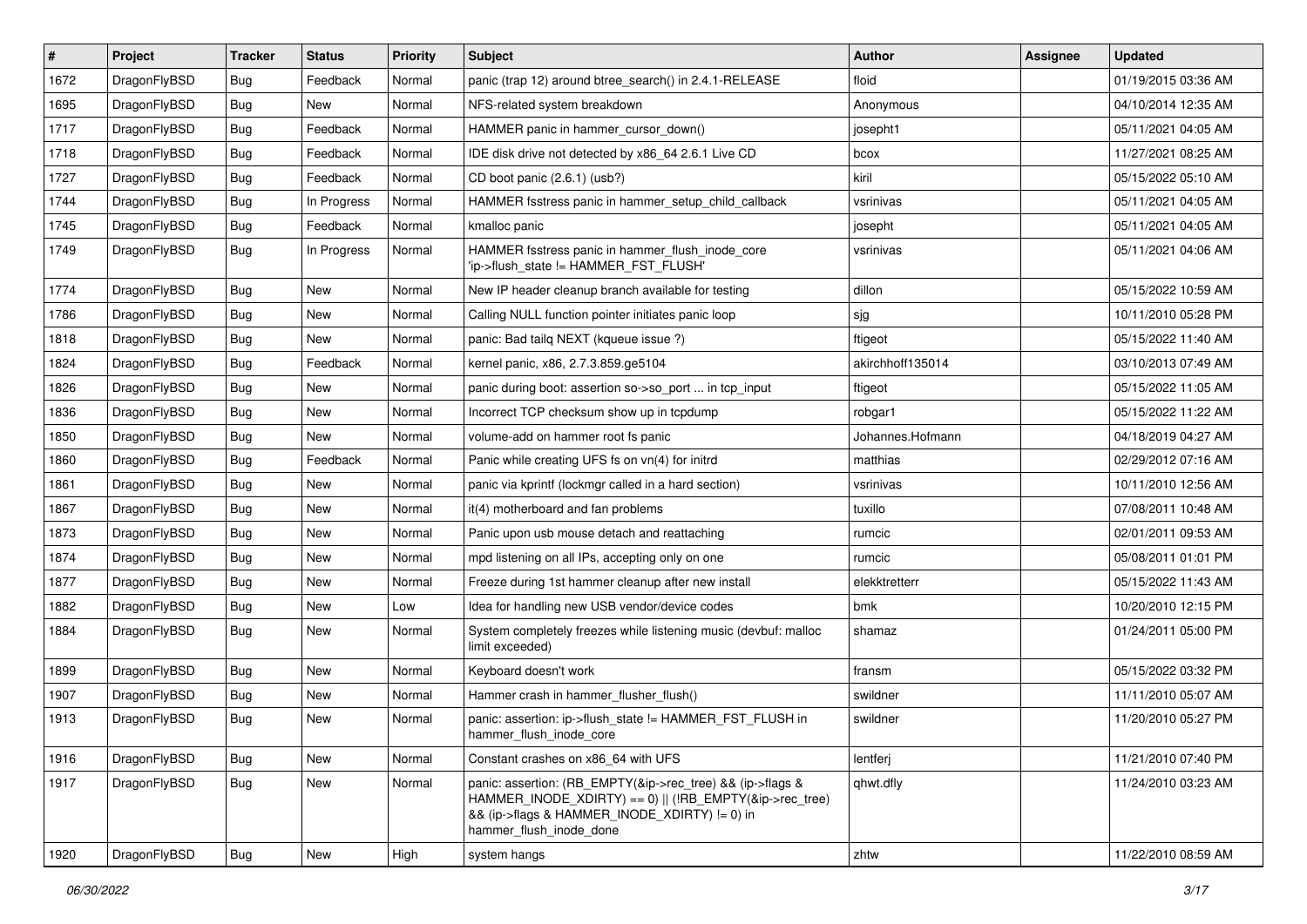| # | Project | Tracker | Status | Priority | Subject | Author | Assignee | Updated |
| --- | --- | --- | --- | --- | --- | --- | --- | --- |
| 1672 | DragonFlyBSD | Bug | Feedback | Normal | panic (trap 12) around btree_search() in 2.4.1-RELEASE | floid | | 01/19/2015 03:36 AM |
| 1695 | DragonFlyBSD | Bug | New | Normal | NFS-related system breakdown | Anonymous | | 04/10/2014 12:35 AM |
| 1717 | DragonFlyBSD | Bug | Feedback | Normal | HAMMER panic in hammer_cursor_down() | josepht1 | | 05/11/2021 04:05 AM |
| 1718 | DragonFlyBSD | Bug | Feedback | Normal | IDE disk drive not detected by x86_64 2.6.1 Live CD | bcox | | 11/27/2021 08:25 AM |
| 1727 | DragonFlyBSD | Bug | Feedback | Normal | CD boot panic (2.6.1) (usb?) | kiril | | 05/15/2022 05:10 AM |
| 1744 | DragonFlyBSD | Bug | In Progress | Normal | HAMMER fsstress panic in hammer_setup_child_callback | vsrinivas | | 05/11/2021 04:05 AM |
| 1745 | DragonFlyBSD | Bug | Feedback | Normal | kmalloc panic | josepht | | 05/11/2021 04:05 AM |
| 1749 | DragonFlyBSD | Bug | In Progress | Normal | HAMMER fsstress panic in hammer_flush_inode_core 'ip->flush_state != HAMMER_FST_FLUSH' | vsrinivas | | 05/11/2021 04:06 AM |
| 1774 | DragonFlyBSD | Bug | New | Normal | New IP header cleanup branch available for testing | dillon | | 05/15/2022 10:59 AM |
| 1786 | DragonFlyBSD | Bug | New | Normal | Calling NULL function pointer initiates panic loop | sjg | | 10/11/2010 05:28 PM |
| 1818 | DragonFlyBSD | Bug | New | Normal | panic: Bad tailq NEXT (kqueue issue ?) | ftigeot | | 05/15/2022 11:40 AM |
| 1824 | DragonFlyBSD | Bug | Feedback | Normal | kernel panic, x86, 2.7.3.859.ge5104 | akirchhoff135014 | | 03/10/2013 07:49 AM |
| 1826 | DragonFlyBSD | Bug | New | Normal | panic during boot: assertion so->so_port ... in tcp_input | ftigeot | | 05/15/2022 11:05 AM |
| 1836 | DragonFlyBSD | Bug | New | Normal | Incorrect TCP checksum show up in tcpdump | robgar1 | | 05/15/2022 11:22 AM |
| 1850 | DragonFlyBSD | Bug | New | Normal | volume-add on hammer root fs panic | Johannes.Hofmann | | 04/18/2019 04:27 AM |
| 1860 | DragonFlyBSD | Bug | Feedback | Normal | Panic while creating UFS fs on vn(4) for initrd | matthias | | 02/29/2012 07:16 AM |
| 1861 | DragonFlyBSD | Bug | New | Normal | panic via kprintf (lockmgr called in a hard section) | vsrinivas | | 10/11/2010 12:56 AM |
| 1867 | DragonFlyBSD | Bug | New | Normal | it(4) motherboard and fan problems | tuxillo | | 07/08/2011 10:48 AM |
| 1873 | DragonFlyBSD | Bug | New | Normal | Panic upon usb mouse detach and reattaching | rumcic | | 02/01/2011 09:53 AM |
| 1874 | DragonFlyBSD | Bug | New | Normal | mpd listening on all IPs, accepting only on one | rumcic | | 05/08/2011 01:01 PM |
| 1877 | DragonFlyBSD | Bug | New | Normal | Freeze during 1st hammer cleanup after new install | elekktretterr | | 05/15/2022 11:43 AM |
| 1882 | DragonFlyBSD | Bug | New | Low | Idea for handling new USB vendor/device codes | bmk | | 10/20/2010 12:15 PM |
| 1884 | DragonFlyBSD | Bug | New | Normal | System completely freezes while listening music (devbuf: malloc limit exceeded) | shamaz | | 01/24/2011 05:00 PM |
| 1899 | DragonFlyBSD | Bug | New | Normal | Keyboard doesn't work | fransm | | 05/15/2022 03:32 PM |
| 1907 | DragonFlyBSD | Bug | New | Normal | Hammer crash in hammer_flusher_flush() | swildner | | 11/11/2010 05:07 AM |
| 1913 | DragonFlyBSD | Bug | New | Normal | panic: assertion: ip->flush_state != HAMMER_FST_FLUSH in hammer_flush_inode_core | swildner | | 11/20/2010 05:27 PM |
| 1916 | DragonFlyBSD | Bug | New | Normal | Constant crashes on x86_64 with UFS | lentferj | | 11/21/2010 07:40 PM |
| 1917 | DragonFlyBSD | Bug | New | Normal | panic: assertion: (RB_EMPTY(&ip->rec_tree) && (ip->flags & HAMMER_INODE_XDIRTY) == 0) \|\| (!RB_EMPTY(&ip->rec_tree) && (ip->flags & HAMMER_INODE_XDIRTY) != 0) in hammer_flush_inode_done | qhwt.dfly | | 11/24/2010 03:23 AM |
| 1920 | DragonFlyBSD | Bug | New | High | system hangs | zhtw | | 11/22/2010 08:59 AM |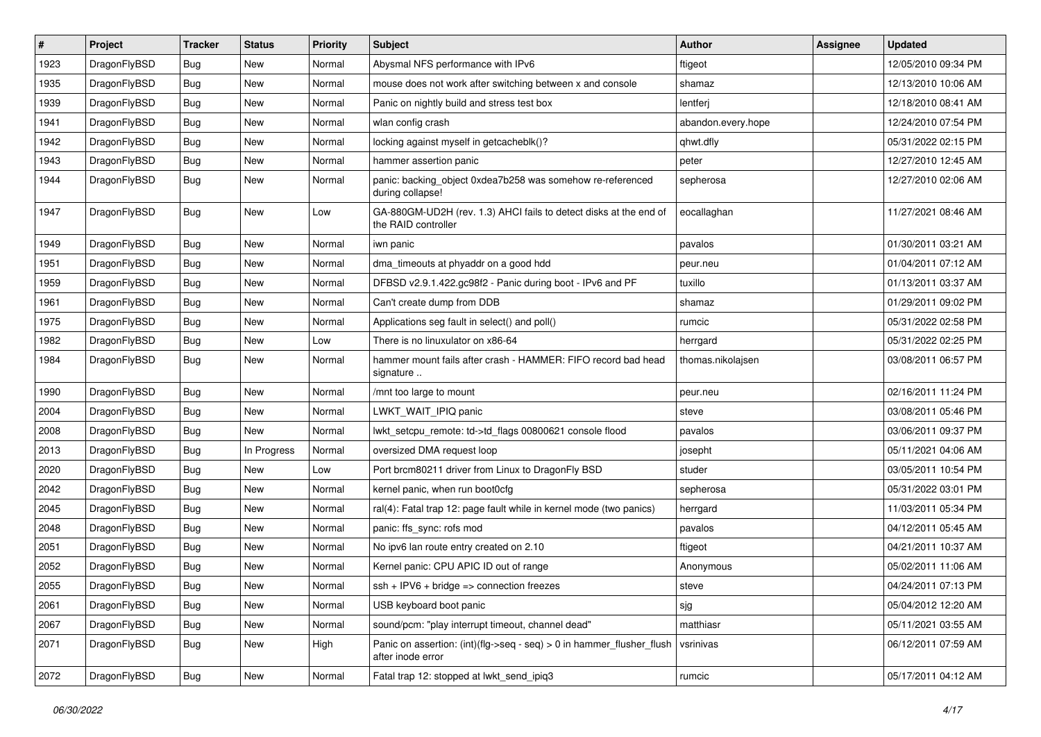| # | Project | Tracker | Status | Priority | Subject | Author | Assignee | Updated |
|---|---|---|---|---|---|---|---|---|
| 1923 | DragonFlyBSD | Bug | New | Normal | Abysmal NFS performance with IPv6 | ftigeot | | 12/05/2010 09:34 PM |
| 1935 | DragonFlyBSD | Bug | New | Normal | mouse does not work after switching between x and console | shamaz | | 12/13/2010 10:06 AM |
| 1939 | DragonFlyBSD | Bug | New | Normal | Panic on nightly build and stress test box | lentferj | | 12/18/2010 08:41 AM |
| 1941 | DragonFlyBSD | Bug | New | Normal | wlan config crash | abandon.every.hope | | 12/24/2010 07:54 PM |
| 1942 | DragonFlyBSD | Bug | New | Normal | locking against myself in getcacheblk()? | qhwt.dfly | | 05/31/2022 02:15 PM |
| 1943 | DragonFlyBSD | Bug | New | Normal | hammer assertion panic | peter | | 12/27/2010 12:45 AM |
| 1944 | DragonFlyBSD | Bug | New | Normal | panic: backing_object 0xdea7b258 was somehow re-referenced during collapse! | sepherosa | | 12/27/2010 02:06 AM |
| 1947 | DragonFlyBSD | Bug | New | Low | GA-880GM-UD2H (rev. 1.3) AHCI fails to detect disks at the end of the RAID controller | eocallaghan | | 11/27/2021 08:46 AM |
| 1949 | DragonFlyBSD | Bug | New | Normal | iwn panic | pavalos | | 01/30/2011 03:21 AM |
| 1951 | DragonFlyBSD | Bug | New | Normal | dma_timeouts at phyaddr on a good hdd | peur.neu | | 01/04/2011 07:12 AM |
| 1959 | DragonFlyBSD | Bug | New | Normal | DFBSD v2.9.1.422.gc98f2 - Panic during boot - IPv6 and PF | tuxillo | | 01/13/2011 03:37 AM |
| 1961 | DragonFlyBSD | Bug | New | Normal | Can't create dump from DDB | shamaz | | 01/29/2011 09:02 PM |
| 1975 | DragonFlyBSD | Bug | New | Normal | Applications seg fault in select() and poll() | rumcic | | 05/31/2022 02:58 PM |
| 1982 | DragonFlyBSD | Bug | New | Low | There is no linuxulator on x86-64 | herrgard | | 05/31/2022 02:25 PM |
| 1984 | DragonFlyBSD | Bug | New | Normal | hammer mount fails after crash - HAMMER: FIFO record bad head signature .. | thomas.nikolajsen | | 03/08/2011 06:57 PM |
| 1990 | DragonFlyBSD | Bug | New | Normal | /mnt too large to mount | peur.neu | | 02/16/2011 11:24 PM |
| 2004 | DragonFlyBSD | Bug | New | Normal | LWKT_WAIT_IPIQ panic | steve | | 03/08/2011 05:46 PM |
| 2008 | DragonFlyBSD | Bug | New | Normal | lwkt_setcpu_remote: td->td_flags 00800621 console flood | pavalos | | 03/06/2011 09:37 PM |
| 2013 | DragonFlyBSD | Bug | In Progress | Normal | oversized DMA request loop | josepht | | 05/11/2021 04:06 AM |
| 2020 | DragonFlyBSD | Bug | New | Low | Port brcm80211 driver from Linux to DragonFly BSD | studer | | 03/05/2011 10:54 PM |
| 2042 | DragonFlyBSD | Bug | New | Normal | kernel panic, when run boot0cfg | sepherosa | | 05/31/2022 03:01 PM |
| 2045 | DragonFlyBSD | Bug | New | Normal | ral(4): Fatal trap 12: page fault while in kernel mode (two panics) | herrgard | | 11/03/2011 05:34 PM |
| 2048 | DragonFlyBSD | Bug | New | Normal | panic: ffs_sync: rofs mod | pavalos | | 04/12/2011 05:45 AM |
| 2051 | DragonFlyBSD | Bug | New | Normal | No ipv6 lan route entry created on 2.10 | ftigeot | | 04/21/2011 10:37 AM |
| 2052 | DragonFlyBSD | Bug | New | Normal | Kernel panic: CPU APIC ID out of range | Anonymous | | 05/02/2011 11:06 AM |
| 2055 | DragonFlyBSD | Bug | New | Normal | ssh + IPV6 + bridge => connection freezes | steve | | 04/24/2011 07:13 PM |
| 2061 | DragonFlyBSD | Bug | New | Normal | USB keyboard boot panic | sjg | | 05/04/2012 12:20 AM |
| 2067 | DragonFlyBSD | Bug | New | Normal | sound/pcm: "play interrupt timeout, channel dead" | matthiasr | | 05/11/2021 03:55 AM |
| 2071 | DragonFlyBSD | Bug | New | High | Panic on assertion: (int)(flg->seq - seq) > 0 in hammer_flusher_flush after inode error | vsrinivas | | 06/12/2011 07:59 AM |
| 2072 | DragonFlyBSD | Bug | New | Normal | Fatal trap 12: stopped at lwkt_send_ipiq3 | rumcic | | 05/17/2011 04:12 AM |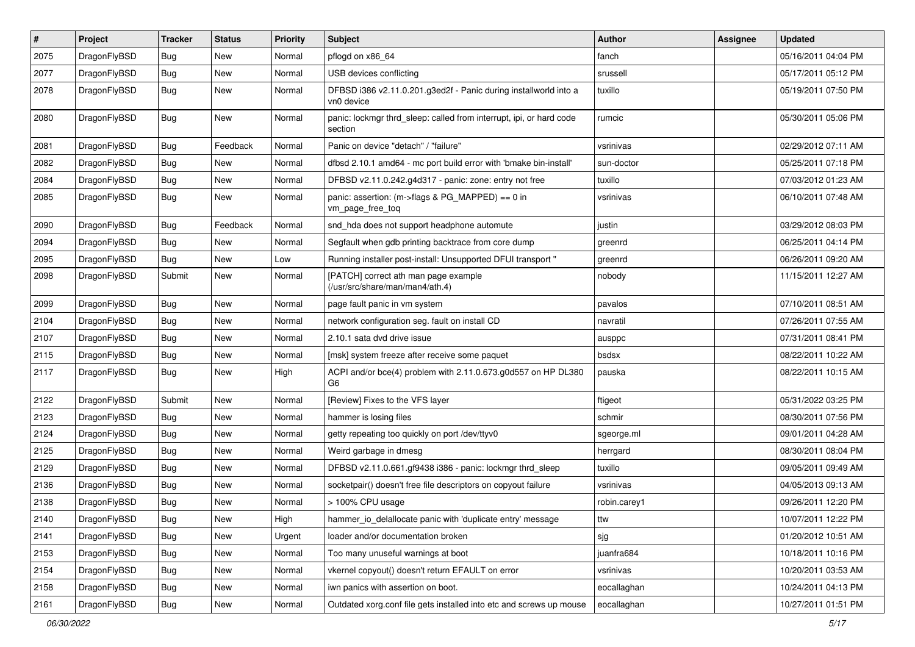| # | Project | Tracker | Status | Priority | Subject | Author | Assignee | Updated |
|---|---|---|---|---|---|---|---|---|
| 2075 | DragonFlyBSD | Bug | New | Normal | pflogd on x86_64 | fanch | | 05/16/2011 04:04 PM |
| 2077 | DragonFlyBSD | Bug | New | Normal | USB devices conflicting | srussell | | 05/17/2011 05:12 PM |
| 2078 | DragonFlyBSD | Bug | New | Normal | DFBSD i386 v2.11.0.201.g3ed2f - Panic during installworld into a vn0 device | tuxillo | | 05/19/2011 07:50 PM |
| 2080 | DragonFlyBSD | Bug | New | Normal | panic: lockmgr thrd_sleep: called from interrupt, ipi, or hard code section | rumcic | | 05/30/2011 05:06 PM |
| 2081 | DragonFlyBSD | Bug | Feedback | Normal | Panic on device "detach" / "failure" | vsrinivas | | 02/29/2012 07:11 AM |
| 2082 | DragonFlyBSD | Bug | New | Normal | dfbsd 2.10.1 amd64 - mc port build error with 'bmake bin-install' | sun-doctor | | 05/25/2011 07:18 PM |
| 2084 | DragonFlyBSD | Bug | New | Normal | DFBSD v2.11.0.242.g4d317 - panic: zone: entry not free | tuxillo | | 07/03/2012 01:23 AM |
| 2085 | DragonFlyBSD | Bug | New | Normal | panic: assertion: (m->flags & PG_MAPPED) == 0 in vm_page_free_toq | vsrinivas | | 06/10/2011 07:48 AM |
| 2090 | DragonFlyBSD | Bug | Feedback | Normal | snd_hda does not support headphone automute | justin | | 03/29/2012 08:03 PM |
| 2094 | DragonFlyBSD | Bug | New | Normal | Segfault when gdb printing backtrace from core dump | greenrd | | 06/25/2011 04:14 PM |
| 2095 | DragonFlyBSD | Bug | New | Low | Running installer post-install: Unsupported DFUI transport " | greenrd | | 06/26/2011 09:20 AM |
| 2098 | DragonFlyBSD | Submit | New | Normal | [PATCH] correct ath man page example (/usr/src/share/man/man4/ath.4) | nobody | | 11/15/2011 12:27 AM |
| 2099 | DragonFlyBSD | Bug | New | Normal | page fault panic in vm system | pavalos | | 07/10/2011 08:51 AM |
| 2104 | DragonFlyBSD | Bug | New | Normal | network configuration seg. fault on install CD | navratil | | 07/26/2011 07:55 AM |
| 2107 | DragonFlyBSD | Bug | New | Normal | 2.10.1 sata dvd drive issue | ausppc | | 07/31/2011 08:41 PM |
| 2115 | DragonFlyBSD | Bug | New | Normal | [msk] system freeze after receive some paquet | bsdsx | | 08/22/2011 10:22 AM |
| 2117 | DragonFlyBSD | Bug | New | High | ACPI and/or bce(4) problem with 2.11.0.673.g0d557 on HP DL380 G6 | pauska | | 08/22/2011 10:15 AM |
| 2122 | DragonFlyBSD | Submit | New | Normal | [Review] Fixes to the VFS layer | ftigeot | | 05/31/2022 03:25 PM |
| 2123 | DragonFlyBSD | Bug | New | Normal | hammer is losing files | schmir | | 08/30/2011 07:56 PM |
| 2124 | DragonFlyBSD | Bug | New | Normal | getty repeating too quickly on port /dev/ttyv0 | sgeorge.ml | | 09/01/2011 04:28 AM |
| 2125 | DragonFlyBSD | Bug | New | Normal | Weird garbage in dmesg | herrgard | | 08/30/2011 08:04 PM |
| 2129 | DragonFlyBSD | Bug | New | Normal | DFBSD v2.11.0.661.gf9438 i386 - panic: lockmgr thrd_sleep | tuxillo | | 09/05/2011 09:49 AM |
| 2136 | DragonFlyBSD | Bug | New | Normal | socketpair() doesn't free file descriptors on copyout failure | vsrinivas | | 04/05/2013 09:13 AM |
| 2138 | DragonFlyBSD | Bug | New | Normal | > 100% CPU usage | robin.carey1 | | 09/26/2011 12:20 PM |
| 2140 | DragonFlyBSD | Bug | New | High | hammer_io_delallocate panic with 'duplicate entry' message | ttw | | 10/07/2011 12:22 PM |
| 2141 | DragonFlyBSD | Bug | New | Urgent | loader and/or documentation broken | sjg | | 01/20/2012 10:51 AM |
| 2153 | DragonFlyBSD | Bug | New | Normal | Too many unuseful warnings at boot | juanfra684 | | 10/18/2011 10:16 PM |
| 2154 | DragonFlyBSD | Bug | New | Normal | vkernel copyout() doesn't return EFAULT on error | vsrinivas | | 10/20/2011 03:53 AM |
| 2158 | DragonFlyBSD | Bug | New | Normal | iwn panics with assertion on boot. | eocallaghan | | 10/24/2011 04:13 PM |
| 2161 | DragonFlyBSD | Bug | New | Normal | Outdated xorg.conf file gets installed into etc and screws up mouse | eocallaghan | | 10/27/2011 01:51 PM |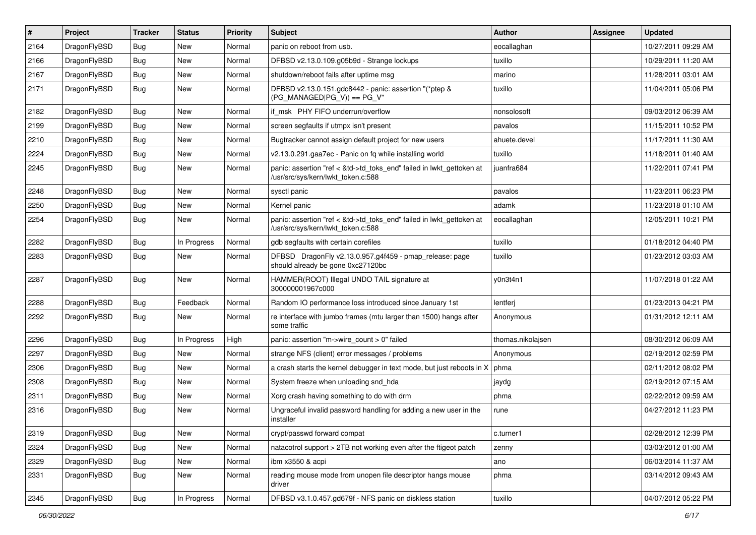| # | Project | Tracker | Status | Priority | Subject | Author | Assignee | Updated |
|---|---|---|---|---|---|---|---|---|
| 2164 | DragonFlyBSD | Bug | New | Normal | panic on reboot from usb. | eocallaghan | | 10/27/2011 09:29 AM |
| 2166 | DragonFlyBSD | Bug | New | Normal | DFBSD v2.13.0.109.g05b9d - Strange lockups | tuxillo | | 10/29/2011 11:20 AM |
| 2167 | DragonFlyBSD | Bug | New | Normal | shutdown/reboot fails after uptime msg | marino | | 11/28/2011 03:01 AM |
| 2171 | DragonFlyBSD | Bug | New | Normal | DFBSD v2.13.0.151.gdc8442 - panic: assertion "(*ptep & (PG_MANAGED\|PG_V)) == PG_V" | tuxillo | | 11/04/2011 05:06 PM |
| 2182 | DragonFlyBSD | Bug | New | Normal | if_msk PHY FIFO underrun/overflow | nonsolosoft | | 09/03/2012 06:39 AM |
| 2199 | DragonFlyBSD | Bug | New | Normal | screen segfaults if utmpx isn't present | pavalos | | 11/15/2011 10:52 PM |
| 2210 | DragonFlyBSD | Bug | New | Normal | Bugtracker cannot assign default project for new users | ahuete.devel | | 11/17/2011 11:30 AM |
| 2224 | DragonFlyBSD | Bug | New | Normal | v2.13.0.291.gaa7ec - Panic on fq while installing world | tuxillo | | 11/18/2011 01:40 AM |
| 2245 | DragonFlyBSD | Bug | New | Normal | panic: assertion "ref < &td->td_toks_end" failed in lwkt_gettoken at /usr/src/sys/kern/lwkt_token.c:588 | juanfra684 | | 11/22/2011 07:41 PM |
| 2248 | DragonFlyBSD | Bug | New | Normal | sysctl panic | pavalos | | 11/23/2011 06:23 PM |
| 2250 | DragonFlyBSD | Bug | New | Normal | Kernel panic | adamk | | 11/23/2018 01:10 AM |
| 2254 | DragonFlyBSD | Bug | New | Normal | panic: assertion "ref < &td->td_toks_end" failed in lwkt_gettoken at /usr/src/sys/kern/lwkt_token.c:588 | eocallaghan | | 12/05/2011 10:21 PM |
| 2282 | DragonFlyBSD | Bug | In Progress | Normal | gdb segfaults with certain corefiles | tuxillo | | 01/18/2012 04:40 PM |
| 2283 | DragonFlyBSD | Bug | New | Normal | DFBSD DragonFly v2.13.0.957.g4f459 - pmap_release: page should already be gone 0xc27120bc | tuxillo | | 01/23/2012 03:03 AM |
| 2287 | DragonFlyBSD | Bug | New | Normal | HAMMER(ROOT) Illegal UNDO TAIL signature at 300000001967c000 | y0n3t4n1 | | 11/07/2018 01:22 AM |
| 2288 | DragonFlyBSD | Bug | Feedback | Normal | Random IO performance loss introduced since January 1st | lentferj | | 01/23/2013 04:21 PM |
| 2292 | DragonFlyBSD | Bug | New | Normal | re interface with jumbo frames (mtu larger than 1500) hangs after some traffic | Anonymous | | 01/31/2012 12:11 AM |
| 2296 | DragonFlyBSD | Bug | In Progress | High | panic: assertion "m->wire_count > 0" failed | thomas.nikolajsen | | 08/30/2012 06:09 AM |
| 2297 | DragonFlyBSD | Bug | New | Normal | strange NFS (client) error messages / problems | Anonymous | | 02/19/2012 02:59 PM |
| 2306 | DragonFlyBSD | Bug | New | Normal | a crash starts the kernel debugger in text mode, but just reboots in X | phma | | 02/11/2012 08:02 PM |
| 2308 | DragonFlyBSD | Bug | New | Normal | System freeze when unloading snd_hda | jaydg | | 02/19/2012 07:15 AM |
| 2311 | DragonFlyBSD | Bug | New | Normal | Xorg crash having something to do with drm | phma | | 02/22/2012 09:59 AM |
| 2316 | DragonFlyBSD | Bug | New | Normal | Ungraceful invalid password handling for adding a new user in the installer | rune | | 04/27/2012 11:23 PM |
| 2319 | DragonFlyBSD | Bug | New | Normal | crypt/passwd forward compat | c.turner1 | | 02/28/2012 12:39 PM |
| 2324 | DragonFlyBSD | Bug | New | Normal | natacotrol support > 2TB not working even after the ftigeot patch | zenny | | 03/03/2012 01:00 AM |
| 2329 | DragonFlyBSD | Bug | New | Normal | ibm x3550 & acpi | ano | | 06/03/2014 11:37 AM |
| 2331 | DragonFlyBSD | Bug | New | Normal | reading mouse mode from unopen file descriptor hangs mouse driver | phma | | 03/14/2012 09:43 AM |
| 2345 | DragonFlyBSD | Bug | In Progress | Normal | DFBSD v3.1.0.457.gd679f - NFS panic on diskless station | tuxillo | | 04/07/2012 05:22 PM |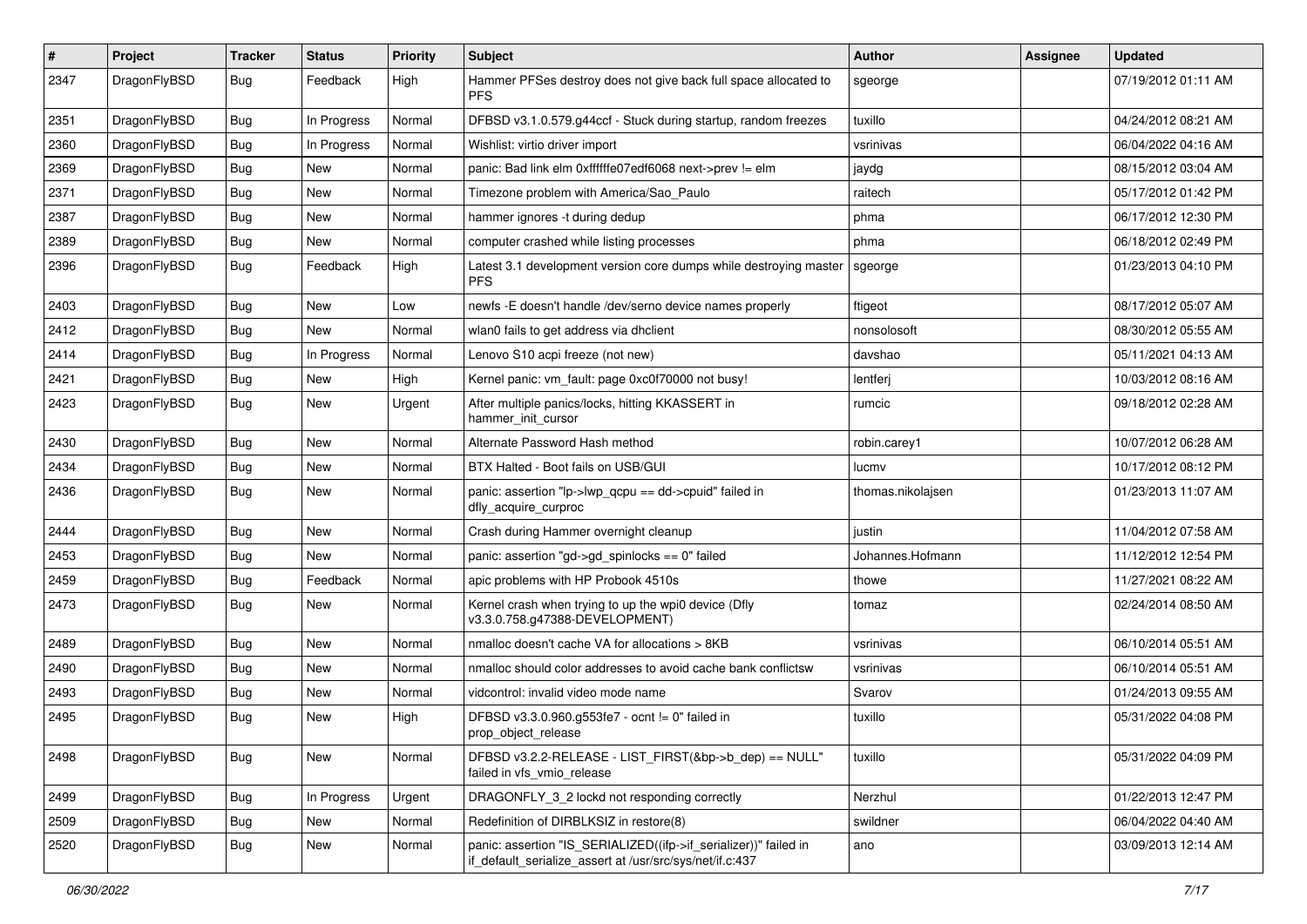| # | Project | Tracker | Status | Priority | Subject | Author | Assignee | Updated |
|---|---|---|---|---|---|---|---|---|
| 2347 | DragonFlyBSD | Bug | Feedback | High | Hammer PFSes destroy does not give back full space allocated to PFS | sgeorge | | 07/19/2012 01:11 AM |
| 2351 | DragonFlyBSD | Bug | In Progress | Normal | DFBSD v3.1.0.579.g44ccf - Stuck during startup, random freezes | tuxillo | | 04/24/2012 08:21 AM |
| 2360 | DragonFlyBSD | Bug | In Progress | Normal | Wishlist: virtio driver import | vsrinivas | | 06/04/2022 04:16 AM |
| 2369 | DragonFlyBSD | Bug | New | Normal | panic: Bad link elm 0xffffffe07edf6068 next->prev != elm | jaydg | | 08/15/2012 03:04 AM |
| 2371 | DragonFlyBSD | Bug | New | Normal | Timezone problem with America/Sao_Paulo | raitech | | 05/17/2012 01:42 PM |
| 2387 | DragonFlyBSD | Bug | New | Normal | hammer ignores -t during dedup | phma | | 06/17/2012 12:30 PM |
| 2389 | DragonFlyBSD | Bug | New | Normal | computer crashed while listing processes | phma | | 06/18/2012 02:49 PM |
| 2396 | DragonFlyBSD | Bug | Feedback | High | Latest 3.1 development version core dumps while destroying master PFS | sgeorge | | 01/23/2013 04:10 PM |
| 2403 | DragonFlyBSD | Bug | New | Low | newfs -E doesn't handle /dev/serno device names properly | ftigeot | | 08/17/2012 05:07 AM |
| 2412 | DragonFlyBSD | Bug | New | Normal | wlan0 fails to get address via dhclient | nonsolosoft | | 08/30/2012 05:55 AM |
| 2414 | DragonFlyBSD | Bug | In Progress | Normal | Lenovo S10 acpi freeze (not new) | davshao | | 05/11/2021 04:13 AM |
| 2421 | DragonFlyBSD | Bug | New | High | Kernel panic: vm_fault: page 0xc0f70000 not busy! | lentferj | | 10/03/2012 08:16 AM |
| 2423 | DragonFlyBSD | Bug | New | Urgent | After multiple panics/locks, hitting KKASSERT in hammer_init_cursor | rumcic | | 09/18/2012 02:28 AM |
| 2430 | DragonFlyBSD | Bug | New | Normal | Alternate Password Hash method | robin.carey1 | | 10/07/2012 06:28 AM |
| 2434 | DragonFlyBSD | Bug | New | Normal | BTX Halted - Boot fails on USB/GUI | lucmv | | 10/17/2012 08:12 PM |
| 2436 | DragonFlyBSD | Bug | New | Normal | panic: assertion "lp->lwp_qcpu == dd->cpuid" failed in dfly_acquire_curproc | thomas.nikolajsen | | 01/23/2013 11:07 AM |
| 2444 | DragonFlyBSD | Bug | New | Normal | Crash during Hammer overnight cleanup | justin | | 11/04/2012 07:58 AM |
| 2453 | DragonFlyBSD | Bug | New | Normal | panic: assertion "gd->gd_spinlocks == 0" failed | Johannes.Hofmann | | 11/12/2012 12:54 PM |
| 2459 | DragonFlyBSD | Bug | Feedback | Normal | apic problems with HP Probook 4510s | thowe | | 11/27/2021 08:22 AM |
| 2473 | DragonFlyBSD | Bug | New | Normal | Kernel crash when trying to up the wpi0 device (Dfly v3.3.0.758.g47388-DEVELOPMENT) | tomaz | | 02/24/2014 08:50 AM |
| 2489 | DragonFlyBSD | Bug | New | Normal | nmalloc doesn't cache VA for allocations > 8KB | vsrinivas | | 06/10/2014 05:51 AM |
| 2490 | DragonFlyBSD | Bug | New | Normal | nmalloc should color addresses to avoid cache bank conflictsw | vsrinivas | | 06/10/2014 05:51 AM |
| 2493 | DragonFlyBSD | Bug | New | Normal | vidcontrol: invalid video mode name | Svarov | | 01/24/2013 09:55 AM |
| 2495 | DragonFlyBSD | Bug | New | High | DFBSD v3.3.0.960.g553fe7 - ocnt != 0" failed in prop_object_release | tuxillo | | 05/31/2022 04:08 PM |
| 2498 | DragonFlyBSD | Bug | New | Normal | DFBSD v3.2.2-RELEASE - LIST_FIRST(&bp->b_dep) == NULL" failed in vfs_vmio_release | tuxillo | | 05/31/2022 04:09 PM |
| 2499 | DragonFlyBSD | Bug | In Progress | Urgent | DRAGONFLY_3_2 lockd not responding correctly | Nerzhul | | 01/22/2013 12:47 PM |
| 2509 | DragonFlyBSD | Bug | New | Normal | Redefinition of DIRBLKSIZ in restore(8) | swildner | | 06/04/2022 04:40 AM |
| 2520 | DragonFlyBSD | Bug | New | Normal | panic: assertion "IS_SERIALIZED((ifp->if_serializer))" failed in if_default_serialize_assert at /usr/src/sys/net/if.c:437 | ano | | 03/09/2013 12:14 AM |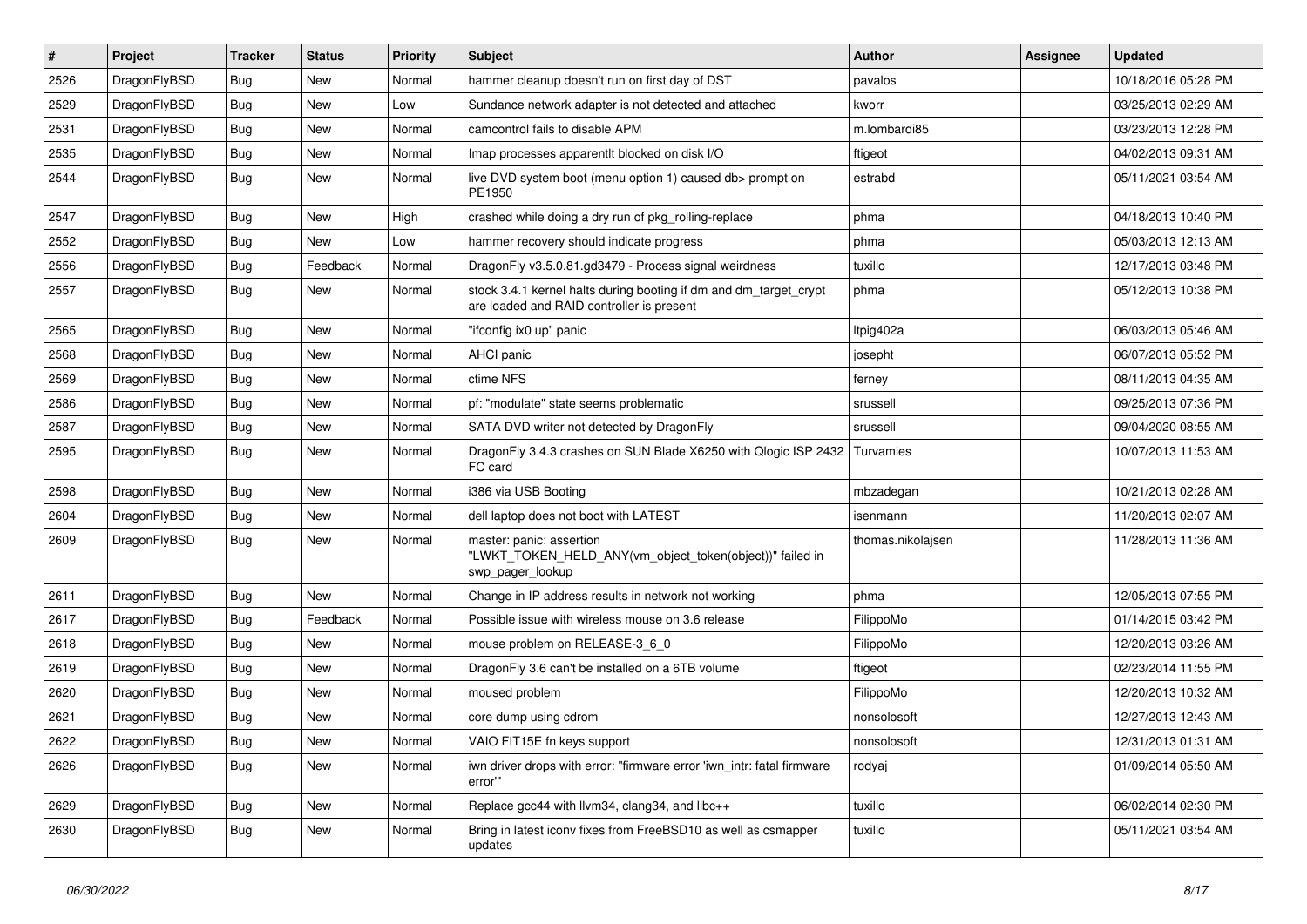| # | Project | Tracker | Status | Priority | Subject | Author | Assignee | Updated |
|---|---|---|---|---|---|---|---|---|
| 2526 | DragonFlyBSD | Bug | New | Normal | hammer cleanup doesn't run on first day of DST | pavalos | | 10/18/2016 05:28 PM |
| 2529 | DragonFlyBSD | Bug | New | Low | Sundance network adapter is not detected and attached | kworr | | 03/25/2013 02:29 AM |
| 2531 | DragonFlyBSD | Bug | New | Normal | camcontrol fails to disable APM | m.lombardi85 | | 03/23/2013 12:28 PM |
| 2535 | DragonFlyBSD | Bug | New | Normal | Imap processes apparentlt blocked on disk I/O | ftigeot | | 04/02/2013 09:31 AM |
| 2544 | DragonFlyBSD | Bug | New | Normal | live DVD system boot (menu option 1) caused db> prompt on PE1950 | estrabd | | 05/11/2021 03:54 AM |
| 2547 | DragonFlyBSD | Bug | New | High | crashed while doing a dry run of pkg_rolling-replace | phma | | 04/18/2013 10:40 PM |
| 2552 | DragonFlyBSD | Bug | New | Low | hammer recovery should indicate progress | phma | | 05/03/2013 12:13 AM |
| 2556 | DragonFlyBSD | Bug | Feedback | Normal | DragonFly v3.5.0.81.gd3479 - Process signal weirdness | tuxillo | | 12/17/2013 03:48 PM |
| 2557 | DragonFlyBSD | Bug | New | Normal | stock 3.4.1 kernel halts during booting if dm and dm_target_crypt are loaded and RAID controller is present | phma | | 05/12/2013 10:38 PM |
| 2565 | DragonFlyBSD | Bug | New | Normal | "ifconfig ix0 up" panic | Itpig402a | | 06/03/2013 05:46 AM |
| 2568 | DragonFlyBSD | Bug | New | Normal | AHCI panic | josepht | | 06/07/2013 05:52 PM |
| 2569 | DragonFlyBSD | Bug | New | Normal | ctime NFS | ferney | | 08/11/2013 04:35 AM |
| 2586 | DragonFlyBSD | Bug | New | Normal | pf: "modulate" state seems problematic | srussell | | 09/25/2013 07:36 PM |
| 2587 | DragonFlyBSD | Bug | New | Normal | SATA DVD writer not detected by DragonFly | srussell | | 09/04/2020 08:55 AM |
| 2595 | DragonFlyBSD | Bug | New | Normal | DragonFly 3.4.3 crashes on SUN Blade X6250 with Qlogic ISP 2432 FC card | Turvamies | | 10/07/2013 11:53 AM |
| 2598 | DragonFlyBSD | Bug | New | Normal | i386 via USB Booting | mbzadegan | | 10/21/2013 02:28 AM |
| 2604 | DragonFlyBSD | Bug | New | Normal | dell laptop does not boot with LATEST | isenmann | | 11/20/2013 02:07 AM |
| 2609 | DragonFlyBSD | Bug | New | Normal | master: panic: assertion "LWKT_TOKEN_HELD_ANY(vm_object_token(object))" failed in swp_pager_lookup | thomas.nikolajsen | | 11/28/2013 11:36 AM |
| 2611 | DragonFlyBSD | Bug | New | Normal | Change in IP address results in network not working | phma | | 12/05/2013 07:55 PM |
| 2617 | DragonFlyBSD | Bug | Feedback | Normal | Possible issue with wireless mouse on 3.6 release | FilippoMo | | 01/14/2015 03:42 PM |
| 2618 | DragonFlyBSD | Bug | New | Normal | mouse problem on RELEASE-3_6_0 | FilippoMo | | 12/20/2013 03:26 AM |
| 2619 | DragonFlyBSD | Bug | New | Normal | DragonFly 3.6 can't be installed on a 6TB volume | ftigeot | | 02/23/2014 11:55 PM |
| 2620 | DragonFlyBSD | Bug | New | Normal | moused problem | FilippoMo | | 12/20/2013 10:32 AM |
| 2621 | DragonFlyBSD | Bug | New | Normal | core dump using cdrom | nonsolosoft | | 12/27/2013 12:43 AM |
| 2622 | DragonFlyBSD | Bug | New | Normal | VAIO FIT15E fn keys support | nonsolosoft | | 12/31/2013 01:31 AM |
| 2626 | DragonFlyBSD | Bug | New | Normal | iwn driver drops with error: "firmware error 'iwn_intr: fatal firmware error'" | rodyaj | | 01/09/2014 05:50 AM |
| 2629 | DragonFlyBSD | Bug | New | Normal | Replace gcc44 with llvm34, clang34, and libc++ | tuxillo | | 06/02/2014 02:30 PM |
| 2630 | DragonFlyBSD | Bug | New | Normal | Bring in latest iconv fixes from FreeBSD10 as well as csmapper updates | tuxillo | | 05/11/2021 03:54 AM |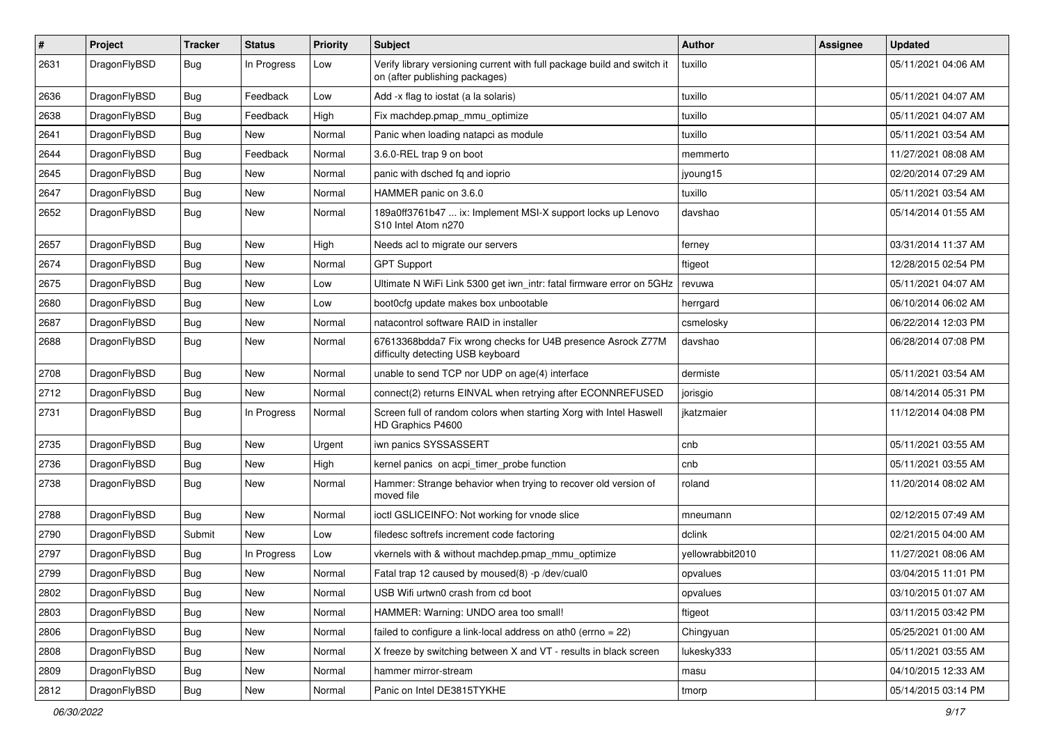| # | Project | Tracker | Status | Priority | Subject | Author | Assignee | Updated |
|---|---|---|---|---|---|---|---|---|
| 2631 | DragonFlyBSD | Bug | In Progress | Low | Verify library versioning current with full package build and switch it on (after publishing packages) | tuxillo | | 05/11/2021 04:06 AM |
| 2636 | DragonFlyBSD | Bug | Feedback | Low | Add -x flag to iostat (a la solaris) | tuxillo | | 05/11/2021 04:07 AM |
| 2638 | DragonFlyBSD | Bug | Feedback | High | Fix machdep.pmap_mmu_optimize | tuxillo | | 05/11/2021 04:07 AM |
| 2641 | DragonFlyBSD | Bug | New | Normal | Panic when loading natapci as module | tuxillo | | 05/11/2021 03:54 AM |
| 2644 | DragonFlyBSD | Bug | Feedback | Normal | 3.6.0-REL trap 9 on boot | memmerto | | 11/27/2021 08:08 AM |
| 2645 | DragonFlyBSD | Bug | New | Normal | panic with dsched fq and ioprio | jyoung15 | | 02/20/2014 07:29 AM |
| 2647 | DragonFlyBSD | Bug | New | Normal | HAMMER panic on 3.6.0 | tuxillo | | 05/11/2021 03:54 AM |
| 2652 | DragonFlyBSD | Bug | New | Normal | 189a0ff3761b47 ... ix: Implement MSI-X support locks up Lenovo S10 Intel Atom n270 | davshao | | 05/14/2014 01:55 AM |
| 2657 | DragonFlyBSD | Bug | New | High | Needs acl to migrate our servers | ferney | | 03/31/2014 11:37 AM |
| 2674 | DragonFlyBSD | Bug | New | Normal | GPT Support | ftigeot | | 12/28/2015 02:54 PM |
| 2675 | DragonFlyBSD | Bug | New | Low | Ultimate N WiFi Link 5300 get iwn_intr: fatal firmware error on 5GHz | revuwa | | 05/11/2021 04:07 AM |
| 2680 | DragonFlyBSD | Bug | New | Low | boot0cfg update makes box unbootable | herrgard | | 06/10/2014 06:02 AM |
| 2687 | DragonFlyBSD | Bug | New | Normal | natacontrol software RAID in installer | csmelosky | | 06/22/2014 12:03 PM |
| 2688 | DragonFlyBSD | Bug | New | Normal | 67613368bdda7 Fix wrong checks for U4B presence Asrock Z77M difficulty detecting USB keyboard | davshao | | 06/28/2014 07:08 PM |
| 2708 | DragonFlyBSD | Bug | New | Normal | unable to send TCP nor UDP on age(4) interface | dermiste | | 05/11/2021 03:54 AM |
| 2712 | DragonFlyBSD | Bug | New | Normal | connect(2) returns EINVAL when retrying after ECONNREFUSED | jorisgio | | 08/14/2014 05:31 PM |
| 2731 | DragonFlyBSD | Bug | In Progress | Normal | Screen full of random colors when starting Xorg with Intel Haswell HD Graphics P4600 | jkatzmaier | | 11/12/2014 04:08 PM |
| 2735 | DragonFlyBSD | Bug | New | Urgent | iwn panics SYSSASSERT | cnb | | 05/11/2021 03:55 AM |
| 2736 | DragonFlyBSD | Bug | New | High | kernel panics on acpi_timer_probe function | cnb | | 05/11/2021 03:55 AM |
| 2738 | DragonFlyBSD | Bug | New | Normal | Hammer: Strange behavior when trying to recover old version of moved file | roland | | 11/20/2014 08:02 AM |
| 2788 | DragonFlyBSD | Bug | New | Normal | ioctl GSLICEINFO: Not working for vnode slice | mneumann | | 02/12/2015 07:49 AM |
| 2790 | DragonFlyBSD | Submit | New | Low | filedesc softrefs increment code factoring | dclink | | 02/21/2015 04:00 AM |
| 2797 | DragonFlyBSD | Bug | In Progress | Low | vkernels with & without machdep.pmap_mmu_optimize | yellowrabbit2010 | | 11/27/2021 08:06 AM |
| 2799 | DragonFlyBSD | Bug | New | Normal | Fatal trap 12 caused by moused(8) -p /dev/cual0 | opvalues | | 03/04/2015 11:01 PM |
| 2802 | DragonFlyBSD | Bug | New | Normal | USB Wifi urtwn0 crash from cd boot | opvalues | | 03/10/2015 01:07 AM |
| 2803 | DragonFlyBSD | Bug | New | Normal | HAMMER: Warning: UNDO area too small! | ftigeot | | 03/11/2015 03:42 PM |
| 2806 | DragonFlyBSD | Bug | New | Normal | failed to configure a link-local address on ath0 (errno = 22) | Chingyuan | | 05/25/2021 01:00 AM |
| 2808 | DragonFlyBSD | Bug | New | Normal | X freeze by switching between X and VT - results in black screen | lukesky333 | | 05/11/2021 03:55 AM |
| 2809 | DragonFlyBSD | Bug | New | Normal | hammer mirror-stream | masu | | 04/10/2015 12:33 AM |
| 2812 | DragonFlyBSD | Bug | New | Normal | Panic on Intel DE3815TYKHE | tmorp | | 05/14/2015 03:14 PM |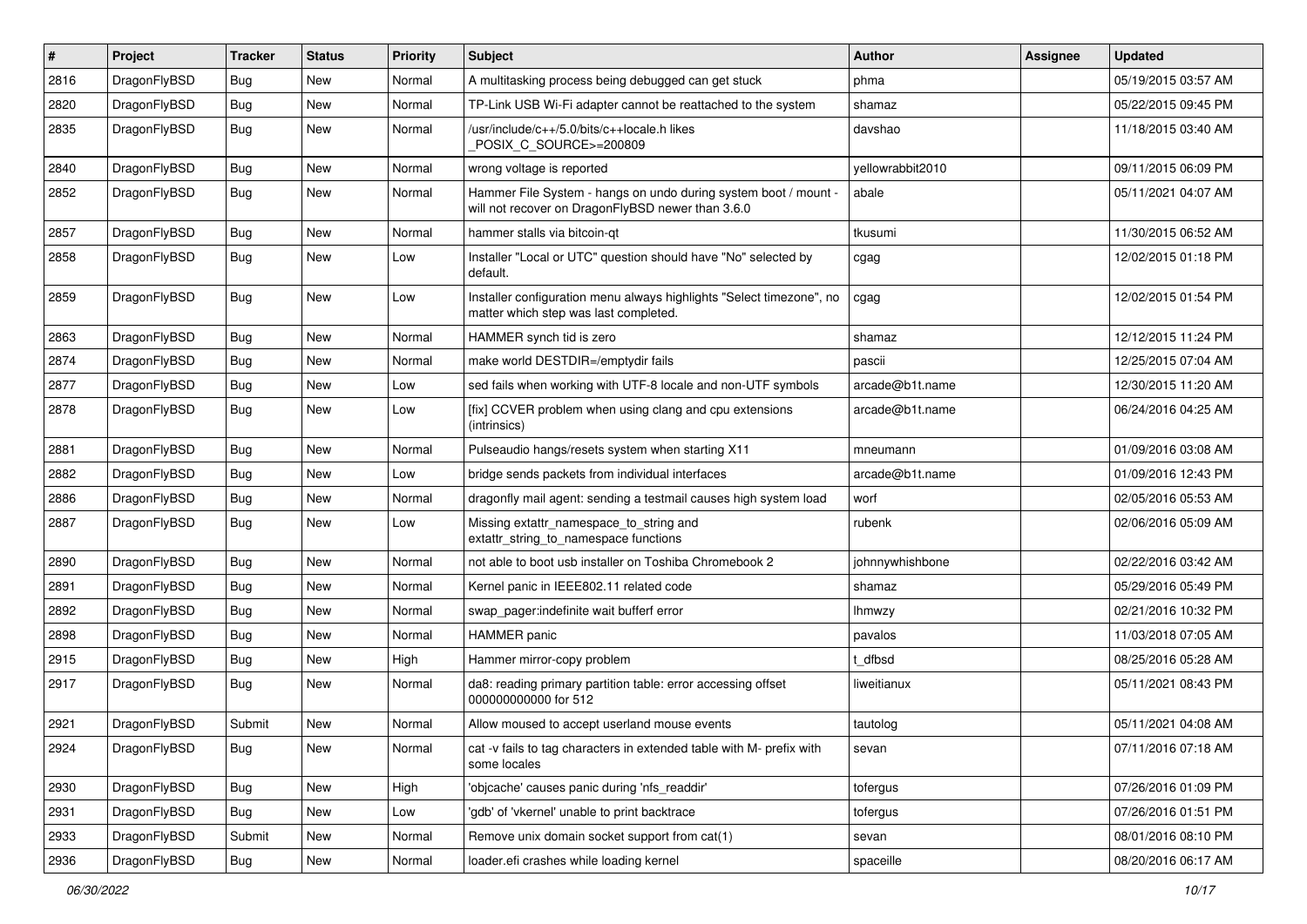| # | Project | Tracker | Status | Priority | Subject | Author | Assignee | Updated |
|---|---|---|---|---|---|---|---|---|
| 2816 | DragonFlyBSD | Bug | New | Normal | A multitasking process being debugged can get stuck | phma | | 05/19/2015 03:57 AM |
| 2820 | DragonFlyBSD | Bug | New | Normal | TP-Link USB Wi-Fi adapter cannot be reattached to the system | shamaz | | 05/22/2015 09:45 PM |
| 2835 | DragonFlyBSD | Bug | New | Normal | /usr/include/c++/5.0/bits/c++locale.h likes _POSIX_C_SOURCE>=200809 | davshao | | 11/18/2015 03:40 AM |
| 2840 | DragonFlyBSD | Bug | New | Normal | wrong voltage is reported | yellowrabbit2010 | | 09/11/2015 06:09 PM |
| 2852 | DragonFlyBSD | Bug | New | Normal | Hammer File System - hangs on undo during system boot / mount - will not recover on DragonFlyBSD newer than 3.6.0 | abale | | 05/11/2021 04:07 AM |
| 2857 | DragonFlyBSD | Bug | New | Normal | hammer stalls via bitcoin-qt | tkusumi | | 11/30/2015 06:52 AM |
| 2858 | DragonFlyBSD | Bug | New | Low | Installer "Local or UTC" question should have "No" selected by default. | cgag | | 12/02/2015 01:18 PM |
| 2859 | DragonFlyBSD | Bug | New | Low | Installer configuration menu always highlights "Select timezone", no matter which step was last completed. | cgag | | 12/02/2015 01:54 PM |
| 2863 | DragonFlyBSD | Bug | New | Normal | HAMMER synch tid is zero | shamaz | | 12/12/2015 11:24 PM |
| 2874 | DragonFlyBSD | Bug | New | Normal | make world DESTDIR=/emptydir fails | pascii | | 12/25/2015 07:04 AM |
| 2877 | DragonFlyBSD | Bug | New | Low | sed fails when working with UTF-8 locale and non-UTF symbols | arcade@b1t.name | | 12/30/2015 11:20 AM |
| 2878 | DragonFlyBSD | Bug | New | Low | [fix] CCVER problem when using clang and cpu extensions (intrinsics) | arcade@b1t.name | | 06/24/2016 04:25 AM |
| 2881 | DragonFlyBSD | Bug | New | Normal | Pulseaudio hangs/resets system when starting X11 | mneumann | | 01/09/2016 03:08 AM |
| 2882 | DragonFlyBSD | Bug | New | Low | bridge sends packets from individual interfaces | arcade@b1t.name | | 01/09/2016 12:43 PM |
| 2886 | DragonFlyBSD | Bug | New | Normal | dragonfly mail agent: sending a testmail causes high system load | worf | | 02/05/2016 05:53 AM |
| 2887 | DragonFlyBSD | Bug | New | Low | Missing extattr_namespace_to_string and extattr_string_to_namespace functions | rubenk | | 02/06/2016 05:09 AM |
| 2890 | DragonFlyBSD | Bug | New | Normal | not able to boot usb installer on Toshiba Chromebook 2 | johnnywhishbone | | 02/22/2016 03:42 AM |
| 2891 | DragonFlyBSD | Bug | New | Normal | Kernel panic in IEEE802.11 related code | shamaz | | 05/29/2016 05:49 PM |
| 2892 | DragonFlyBSD | Bug | New | Normal | swap_pager:indefinite wait bufferf error | lhmwzy | | 02/21/2016 10:32 PM |
| 2898 | DragonFlyBSD | Bug | New | Normal | HAMMER panic | pavalos | | 11/03/2018 07:05 AM |
| 2915 | DragonFlyBSD | Bug | New | High | Hammer mirror-copy problem | t_dfbsd | | 08/25/2016 05:28 AM |
| 2917 | DragonFlyBSD | Bug | New | Normal | da8: reading primary partition table: error accessing offset 000000000000 for 512 | liweitianux | | 05/11/2021 08:43 PM |
| 2921 | DragonFlyBSD | Submit | New | Normal | Allow moused to accept userland mouse events | tautolog | | 05/11/2021 04:08 AM |
| 2924 | DragonFlyBSD | Bug | New | Normal | cat -v fails to tag characters in extended table with M- prefix with some locales | sevan | | 07/11/2016 07:18 AM |
| 2930 | DragonFlyBSD | Bug | New | High | 'objcache' causes panic during 'nfs_readdir' | tofergus | | 07/26/2016 01:09 PM |
| 2931 | DragonFlyBSD | Bug | New | Low | 'gdb' of 'vkernel' unable to print backtrace | tofergus | | 07/26/2016 01:51 PM |
| 2933 | DragonFlyBSD | Submit | New | Normal | Remove unix domain socket support from cat(1) | sevan | | 08/01/2016 08:10 PM |
| 2936 | DragonFlyBSD | Bug | New | Normal | loader.efi crashes while loading kernel | spaceille | | 08/20/2016 06:17 AM |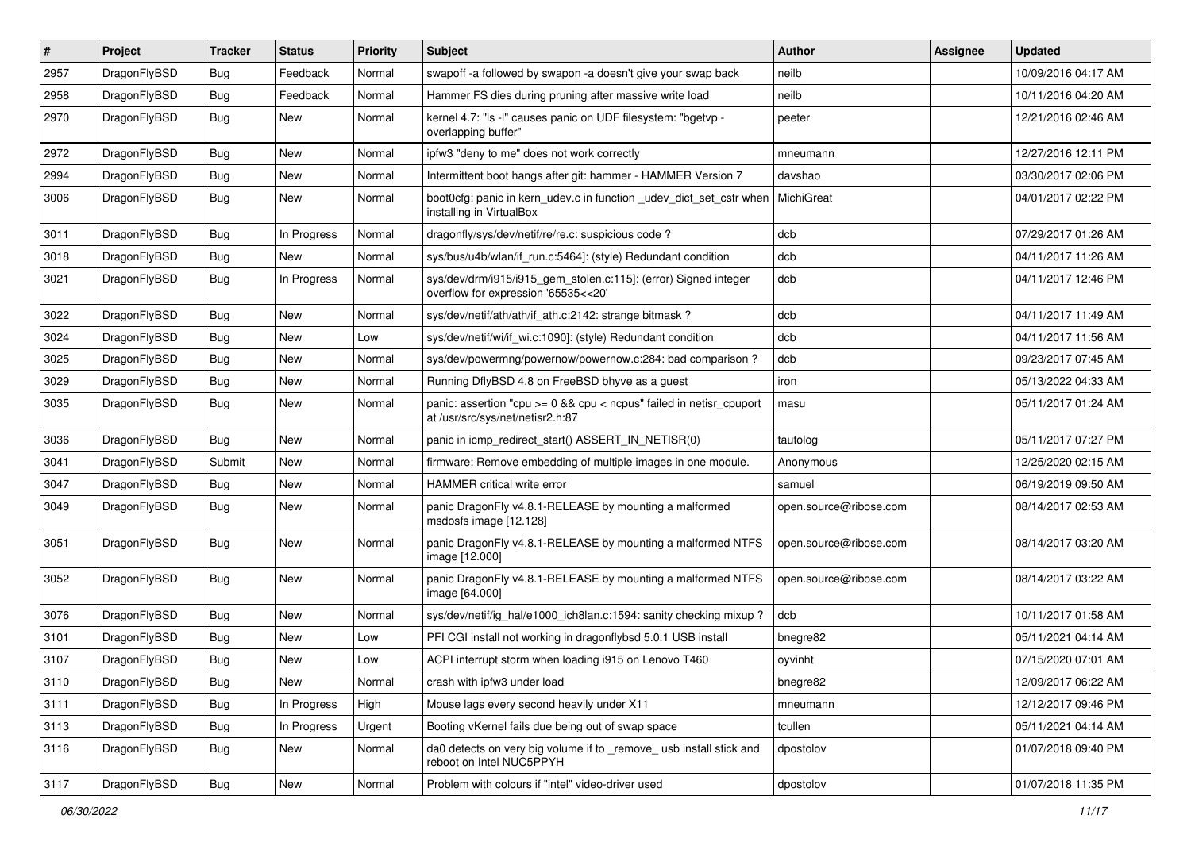| # | Project | Tracker | Status | Priority | Subject | Author | Assignee | Updated |
|---|---|---|---|---|---|---|---|---|
| 2957 | DragonFlyBSD | Bug | Feedback | Normal | swapoff -a followed by swapon -a doesn't give your swap back | neilb | | 10/09/2016 04:17 AM |
| 2958 | DragonFlyBSD | Bug | Feedback | Normal | Hammer FS dies during pruning after massive write load | neilb | | 10/11/2016 04:20 AM |
| 2970 | DragonFlyBSD | Bug | New | Normal | kernel 4.7: "ls -l" causes panic on UDF filesystem: "bgetvp - overlapping buffer" | peeter | | 12/21/2016 02:46 AM |
| 2972 | DragonFlyBSD | Bug | New | Normal | ipfw3 "deny to me" does not work correctly | mneumann | | 12/27/2016 12:11 PM |
| 2994 | DragonFlyBSD | Bug | New | Normal | Intermittent boot hangs after git: hammer - HAMMER Version 7 | davshao | | 03/30/2017 02:06 PM |
| 3006 | DragonFlyBSD | Bug | New | Normal | boot0cfg: panic in kern_udev.c in function _udev_dict_set_cstr when installing in VirtualBox | MichiGreat | | 04/01/2017 02:22 PM |
| 3011 | DragonFlyBSD | Bug | In Progress | Normal | dragonfly/sys/dev/netif/re/re.c: suspicious code ? | dcb | | 07/29/2017 01:26 AM |
| 3018 | DragonFlyBSD | Bug | New | Normal | sys/bus/u4b/wlan/if_run.c:5464]: (style) Redundant condition | dcb | | 04/11/2017 11:26 AM |
| 3021 | DragonFlyBSD | Bug | In Progress | Normal | sys/dev/drm/i915/i915_gem_stolen.c:115]: (error) Signed integer overflow for expression '65535<<20' | dcb | | 04/11/2017 12:46 PM |
| 3022 | DragonFlyBSD | Bug | New | Normal | sys/dev/netif/ath/ath/if_ath.c:2142: strange bitmask ? | dcb | | 04/11/2017 11:49 AM |
| 3024 | DragonFlyBSD | Bug | New | Low | sys/dev/netif/wi/if_wi.c:1090]: (style) Redundant condition | dcb | | 04/11/2017 11:56 AM |
| 3025 | DragonFlyBSD | Bug | New | Normal | sys/dev/powermng/powernow/powernow.c:284: bad comparison ? | dcb | | 09/23/2017 07:45 AM |
| 3029 | DragonFlyBSD | Bug | New | Normal | Running DflyBSD 4.8 on FreeBSD bhyve as a guest | iron | | 05/13/2022 04:33 AM |
| 3035 | DragonFlyBSD | Bug | New | Normal | panic: assertion "cpu >= 0 && cpu < ncpus" failed in netisr_cpuport at /usr/src/sys/net/netisr2.h:87 | masu | | 05/11/2017 01:24 AM |
| 3036 | DragonFlyBSD | Bug | New | Normal | panic in icmp_redirect_start() ASSERT_IN_NETISR(0) | tautolog | | 05/11/2017 07:27 PM |
| 3041 | DragonFlyBSD | Submit | New | Normal | firmware: Remove embedding of multiple images in one module. | Anonymous | | 12/25/2020 02:15 AM |
| 3047 | DragonFlyBSD | Bug | New | Normal | HAMMER critical write error | samuel | | 06/19/2019 09:50 AM |
| 3049 | DragonFlyBSD | Bug | New | Normal | panic DragonFly v4.8.1-RELEASE by mounting a malformed msdosfs image [12.128] | open.source@ribose.com | | 08/14/2017 02:53 AM |
| 3051 | DragonFlyBSD | Bug | New | Normal | panic DragonFly v4.8.1-RELEASE by mounting a malformed NTFS image [12.000] | open.source@ribose.com | | 08/14/2017 03:20 AM |
| 3052 | DragonFlyBSD | Bug | New | Normal | panic DragonFly v4.8.1-RELEASE by mounting a malformed NTFS image [64.000] | open.source@ribose.com | | 08/14/2017 03:22 AM |
| 3076 | DragonFlyBSD | Bug | New | Normal | sys/dev/netif/ig_hal/e1000_ich8lan.c:1594: sanity checking mixup ? | dcb | | 10/11/2017 01:58 AM |
| 3101 | DragonFlyBSD | Bug | New | Low | PFI CGI install not working in dragonflybsd 5.0.1 USB install | bnegre82 | | 05/11/2021 04:14 AM |
| 3107 | DragonFlyBSD | Bug | New | Low | ACPI interrupt storm when loading i915 on Lenovo T460 | oyvinht | | 07/15/2020 07:01 AM |
| 3110 | DragonFlyBSD | Bug | New | Normal | crash with ipfw3 under load | bnegre82 | | 12/09/2017 06:22 AM |
| 3111 | DragonFlyBSD | Bug | In Progress | High | Mouse lags every second heavily under X11 | mneumann | | 12/12/2017 09:46 PM |
| 3113 | DragonFlyBSD | Bug | In Progress | Urgent | Booting vKernel fails due being out of swap space | tcullen | | 05/11/2021 04:14 AM |
| 3116 | DragonFlyBSD | Bug | New | Normal | da0 detects on very big volume if to _remove_ usb install stick and reboot on Intel NUC5PPYH | dpostolov | | 01/07/2018 09:40 PM |
| 3117 | DragonFlyBSD | Bug | New | Normal | Problem with colours if "intel" video-driver used | dpostolov | | 01/07/2018 11:35 PM |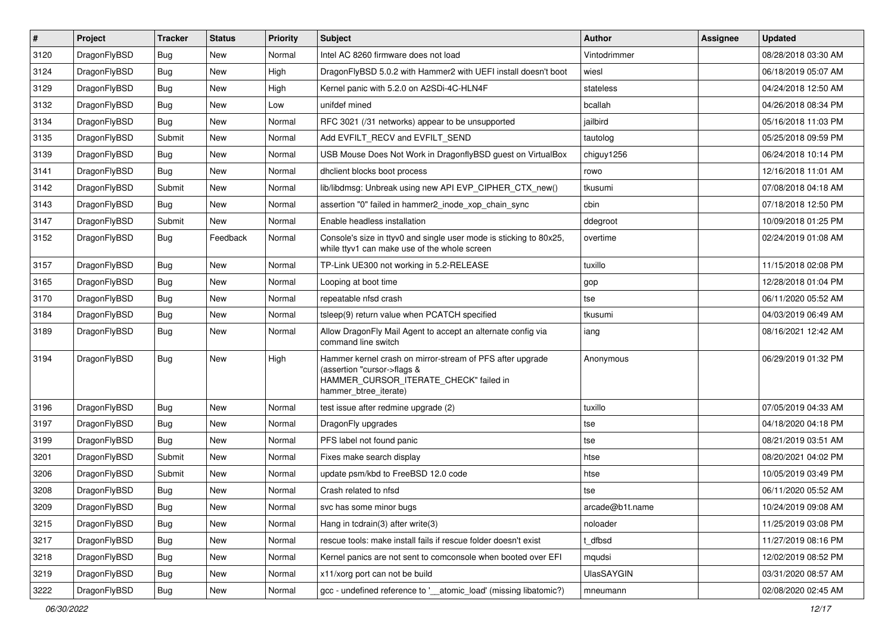| # | Project | Tracker | Status | Priority | Subject | Author | Assignee | Updated |
|---|---|---|---|---|---|---|---|---|
| 3120 | DragonFlyBSD | Bug | New | Normal | Intel AC 8260 firmware does not load | Vintodrimmer | | 08/28/2018 03:30 AM |
| 3124 | DragonFlyBSD | Bug | New | High | DragonFlyBSD 5.0.2 with Hammer2 with UEFI install doesn't boot | wiesl | | 06/18/2019 05:07 AM |
| 3129 | DragonFlyBSD | Bug | New | High | Kernel panic with 5.2.0 on A2SDi-4C-HLN4F | stateless | | 04/24/2018 12:50 AM |
| 3132 | DragonFlyBSD | Bug | New | Low | unifdef mined | bcallah | | 04/26/2018 08:34 PM |
| 3134 | DragonFlyBSD | Bug | New | Normal | RFC 3021 (/31 networks) appear to be unsupported | jailbird | | 05/16/2018 11:03 PM |
| 3135 | DragonFlyBSD | Submit | New | Normal | Add EVFILT_RECV and EVFILT_SEND | tautolog | | 05/25/2018 09:59 PM |
| 3139 | DragonFlyBSD | Bug | New | Normal | USB Mouse Does Not Work in DragonflyBSD guest on VirtualBox | chiguy1256 | | 06/24/2018 10:14 PM |
| 3141 | DragonFlyBSD | Bug | New | Normal | dhclient blocks boot process | rowo | | 12/16/2018 11:01 AM |
| 3142 | DragonFlyBSD | Submit | New | Normal | lib/libdmsg: Unbreak using new API EVP_CIPHER_CTX_new() | tkusumi | | 07/08/2018 04:18 AM |
| 3143 | DragonFlyBSD | Bug | New | Normal | assertion "0" failed in hammer2_inode_xop_chain_sync | cbin | | 07/18/2018 12:50 PM |
| 3147 | DragonFlyBSD | Submit | New | Normal | Enable headless installation | ddegroot | | 10/09/2018 01:25 PM |
| 3152 | DragonFlyBSD | Bug | Feedback | Normal | Console's size in ttyv0 and single user mode is sticking to 80x25, while ttyv1 can make use of the whole screen | overtime | | 02/24/2019 01:08 AM |
| 3157 | DragonFlyBSD | Bug | New | Normal | TP-Link UE300 not working in 5.2-RELEASE | tuxillo | | 11/15/2018 02:08 PM |
| 3165 | DragonFlyBSD | Bug | New | Normal | Looping at boot time | gop | | 12/28/2018 01:04 PM |
| 3170 | DragonFlyBSD | Bug | New | Normal | repeatable nfsd crash | tse | | 06/11/2020 05:52 AM |
| 3184 | DragonFlyBSD | Bug | New | Normal | tsleep(9) return value when PCATCH specified | tkusumi | | 04/03/2019 06:49 AM |
| 3189 | DragonFlyBSD | Bug | New | Normal | Allow DragonFly Mail Agent to accept an alternate config via command line switch | iang | | 08/16/2021 12:42 AM |
| 3194 | DragonFlyBSD | Bug | New | High | Hammer kernel crash on mirror-stream of PFS after upgrade (assertion "cursor->flags & HAMMER_CURSOR_ITERATE_CHECK" failed in hammer_btree_iterate) | Anonymous | | 06/29/2019 01:32 PM |
| 3196 | DragonFlyBSD | Bug | New | Normal | test issue after redmine upgrade (2) | tuxillo | | 07/05/2019 04:33 AM |
| 3197 | DragonFlyBSD | Bug | New | Normal | DragonFly upgrades | tse | | 04/18/2020 04:18 PM |
| 3199 | DragonFlyBSD | Bug | New | Normal | PFS label not found panic | tse | | 08/21/2019 03:51 AM |
| 3201 | DragonFlyBSD | Submit | New | Normal | Fixes make search display | htse | | 08/20/2021 04:02 PM |
| 3206 | DragonFlyBSD | Submit | New | Normal | update psm/kbd to FreeBSD 12.0 code | htse | | 10/05/2019 03:49 PM |
| 3208 | DragonFlyBSD | Bug | New | Normal | Crash related to nfsd | tse | | 06/11/2020 05:52 AM |
| 3209 | DragonFlyBSD | Bug | New | Normal | svc has some minor bugs | arcade@b1t.name | | 10/24/2019 09:08 AM |
| 3215 | DragonFlyBSD | Bug | New | Normal | Hang in tcdrain(3) after write(3) | noloader | | 11/25/2019 03:08 PM |
| 3217 | DragonFlyBSD | Bug | New | Normal | rescue tools: make install fails if rescue folder doesn't exist | t_dfbsd | | 11/27/2019 08:16 PM |
| 3218 | DragonFlyBSD | Bug | New | Normal | Kernel panics are not sent to comconsole when booted over EFI | mqudsi | | 12/02/2019 08:52 PM |
| 3219 | DragonFlyBSD | Bug | New | Normal | x11/xorg port can not be build | UlasSAYGIN | | 03/31/2020 08:57 AM |
| 3222 | DragonFlyBSD | Bug | New | Normal | gcc - undefined reference to '__atomic_load' (missing libatomic?) | mneumann | | 02/08/2020 02:45 AM |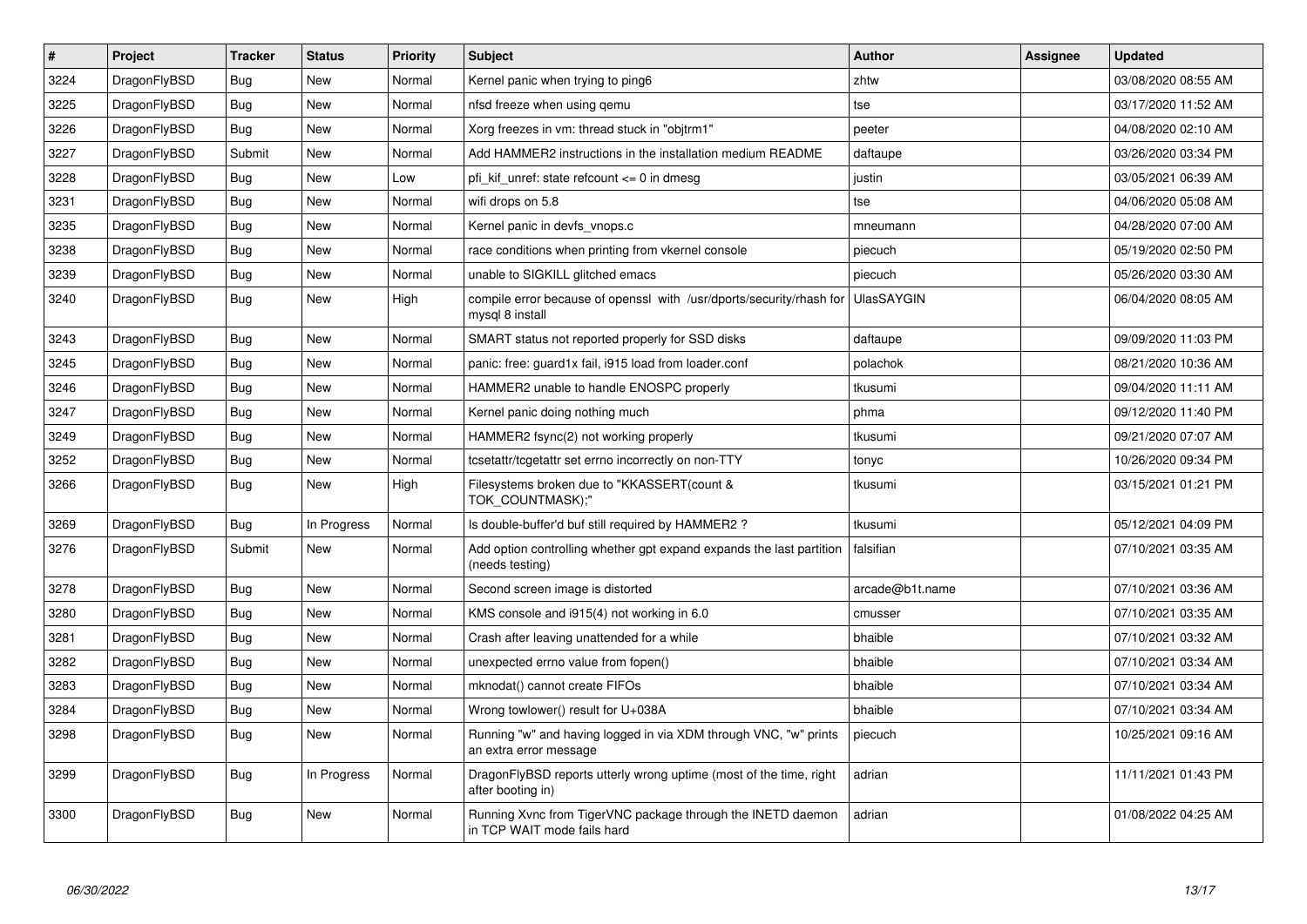| # | Project | Tracker | Status | Priority | Subject | Author | Assignee | Updated |
|---|---|---|---|---|---|---|---|---|
| 3224 | DragonFlyBSD | Bug | New | Normal | Kernel panic when trying to ping6 | zhtw | | 03/08/2020 08:55 AM |
| 3225 | DragonFlyBSD | Bug | New | Normal | nfsd freeze when using qemu | tse | | 03/17/2020 11:52 AM |
| 3226 | DragonFlyBSD | Bug | New | Normal | Xorg freezes in vm: thread stuck in "objtrm1" | peeter | | 04/08/2020 02:10 AM |
| 3227 | DragonFlyBSD | Submit | New | Normal | Add HAMMER2 instructions in the installation medium README | daftaupe | | 03/26/2020 03:34 PM |
| 3228 | DragonFlyBSD | Bug | New | Low | pfi_kif_unref: state refcount <= 0 in dmesg | justin | | 03/05/2021 06:39 AM |
| 3231 | DragonFlyBSD | Bug | New | Normal | wifi drops on 5.8 | tse | | 04/06/2020 05:08 AM |
| 3235 | DragonFlyBSD | Bug | New | Normal | Kernel panic in devfs_vnops.c | mneumann | | 04/28/2020 07:00 AM |
| 3238 | DragonFlyBSD | Bug | New | Normal | race conditions when printing from vkernel console | piecuch | | 05/19/2020 02:50 PM |
| 3239 | DragonFlyBSD | Bug | New | Normal | unable to SIGKILL glitched emacs | piecuch | | 05/26/2020 03:30 AM |
| 3240 | DragonFlyBSD | Bug | New | High | compile error because of openssl with /usr/dports/security/rhash for mysql 8 install | UlasSAYGIN | | 06/04/2020 08:05 AM |
| 3243 | DragonFlyBSD | Bug | New | Normal | SMART status not reported properly for SSD disks | daftaupe | | 09/09/2020 11:03 PM |
| 3245 | DragonFlyBSD | Bug | New | Normal | panic: free: guard1x fail, i915 load from loader.conf | polachok | | 08/21/2020 10:36 AM |
| 3246 | DragonFlyBSD | Bug | New | Normal | HAMMER2 unable to handle ENOSPC properly | tkusumi | | 09/04/2020 11:11 AM |
| 3247 | DragonFlyBSD | Bug | New | Normal | Kernel panic doing nothing much | phma | | 09/12/2020 11:40 PM |
| 3249 | DragonFlyBSD | Bug | New | Normal | HAMMER2 fsync(2) not working properly | tkusumi | | 09/21/2020 07:07 AM |
| 3252 | DragonFlyBSD | Bug | New | Normal | tcsetattr/tcgetattr set errno incorrectly on non-TTY | tonyc | | 10/26/2020 09:34 PM |
| 3266 | DragonFlyBSD | Bug | New | High | Filesystems broken due to "KKASSERT(count & TOK_COUNTMASK);" | tkusumi | | 03/15/2021 01:21 PM |
| 3269 | DragonFlyBSD | Bug | In Progress | Normal | Is double-buffer'd buf still required by HAMMER2 ? | tkusumi | | 05/12/2021 04:09 PM |
| 3276 | DragonFlyBSD | Submit | New | Normal | Add option controlling whether gpt expand expands the last partition (needs testing) | falsifian | | 07/10/2021 03:35 AM |
| 3278 | DragonFlyBSD | Bug | New | Normal | Second screen image is distorted | arcade@b1t.name | | 07/10/2021 03:36 AM |
| 3280 | DragonFlyBSD | Bug | New | Normal | KMS console and i915(4) not working in 6.0 | cmusser | | 07/10/2021 03:35 AM |
| 3281 | DragonFlyBSD | Bug | New | Normal | Crash after leaving unattended for a while | bhaible | | 07/10/2021 03:32 AM |
| 3282 | DragonFlyBSD | Bug | New | Normal | unexpected errno value from fopen() | bhaible | | 07/10/2021 03:34 AM |
| 3283 | DragonFlyBSD | Bug | New | Normal | mknodat() cannot create FIFOs | bhaible | | 07/10/2021 03:34 AM |
| 3284 | DragonFlyBSD | Bug | New | Normal | Wrong towlower() result for U+038A | bhaible | | 07/10/2021 03:34 AM |
| 3298 | DragonFlyBSD | Bug | New | Normal | Running "w" and having logged in via XDM through VNC, "w" prints an extra error message | piecuch | | 10/25/2021 09:16 AM |
| 3299 | DragonFlyBSD | Bug | In Progress | Normal | DragonFlyBSD reports utterly wrong uptime (most of the time, right after booting in) | adrian | | 11/11/2021 01:43 PM |
| 3300 | DragonFlyBSD | Bug | New | Normal | Running Xvnc from TigerVNC package through the INETD daemon in TCP WAIT mode fails hard | adrian | | 01/08/2022 04:25 AM |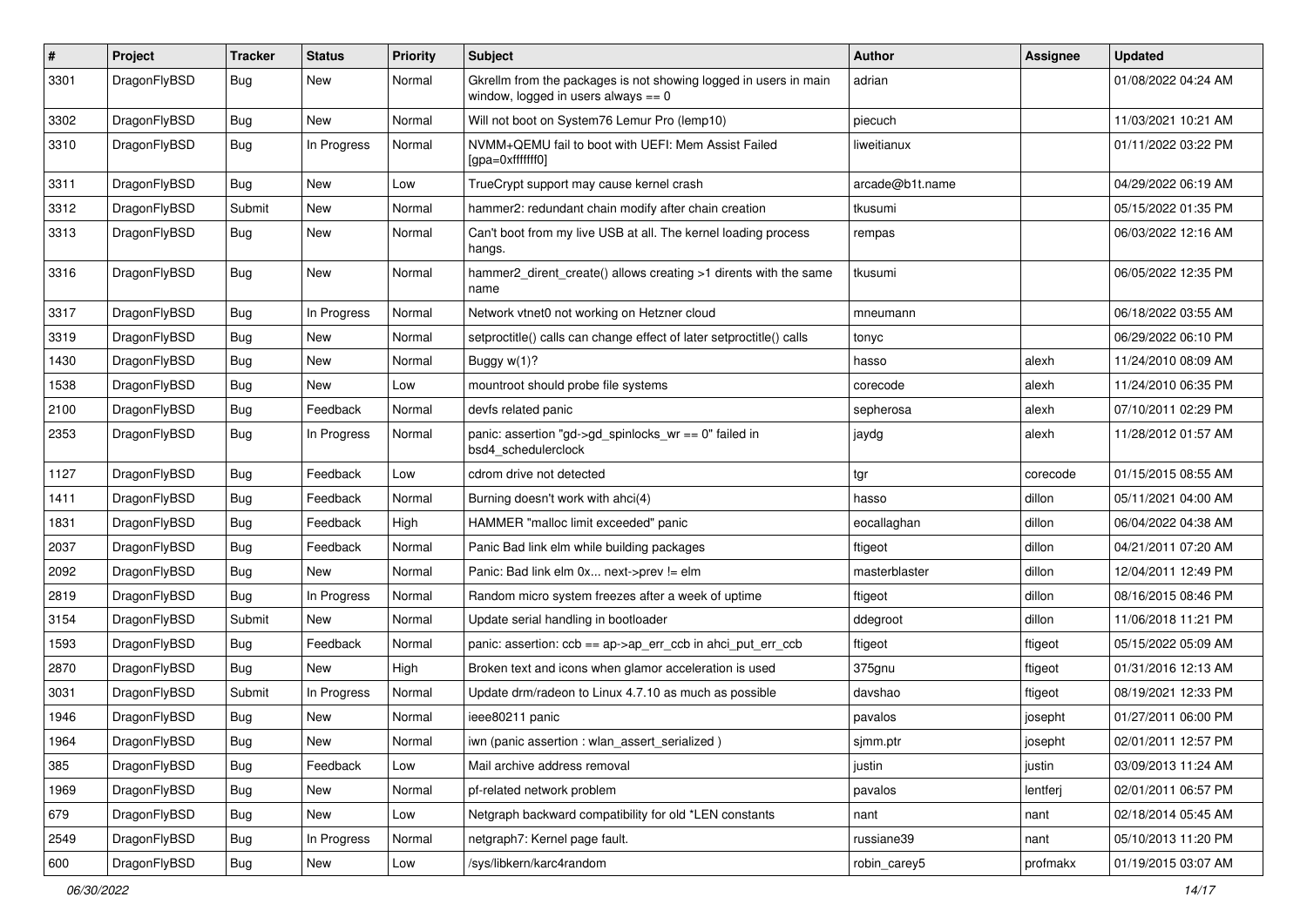| # | Project | Tracker | Status | Priority | Subject | Author | Assignee | Updated |
|---|---|---|---|---|---|---|---|---|
| 3301 | DragonFlyBSD | Bug | New | Normal | Gkrellm from the packages is not showing logged in users in main window, logged in users always == 0 | adrian | | 01/08/2022 04:24 AM |
| 3302 | DragonFlyBSD | Bug | New | Normal | Will not boot on System76 Lemur Pro (lemp10) | piecuch | | 11/03/2021 10:21 AM |
| 3310 | DragonFlyBSD | Bug | In Progress | Normal | NVMM+QEMU fail to boot with UEFI: Mem Assist Failed [gpa=0xfffffff0] | liweitianux | | 01/11/2022 03:22 PM |
| 3311 | DragonFlyBSD | Bug | New | Low | TrueCrypt support may cause kernel crash | arcade@b1t.name | | 04/29/2022 06:19 AM |
| 3312 | DragonFlyBSD | Submit | New | Normal | hammer2: redundant chain modify after chain creation | tkusumi | | 05/15/2022 01:35 PM |
| 3313 | DragonFlyBSD | Bug | New | Normal | Can't boot from my live USB at all. The kernel loading process hangs. | rempas | | 06/03/2022 12:16 AM |
| 3316 | DragonFlyBSD | Bug | New | Normal | hammer2_dirent_create() allows creating >1 dirents with the same name | tkusumi | | 06/05/2022 12:35 PM |
| 3317 | DragonFlyBSD | Bug | In Progress | Normal | Network vtnet0 not working on Hetzner cloud | mneumann | | 06/18/2022 03:55 AM |
| 3319 | DragonFlyBSD | Bug | New | Normal | setproctitle() calls can change effect of later setproctitle() calls | tonyc | | 06/29/2022 06:10 PM |
| 1430 | DragonFlyBSD | Bug | New | Normal | Buggy w(1)? | hasso | alexh | 11/24/2010 08:09 AM |
| 1538 | DragonFlyBSD | Bug | New | Low | mountroot should probe file systems | corecode | alexh | 11/24/2010 06:35 PM |
| 2100 | DragonFlyBSD | Bug | Feedback | Normal | devfs related panic | sepherosa | alexh | 07/10/2011 02:29 PM |
| 2353 | DragonFlyBSD | Bug | In Progress | Normal | panic: assertion "gd->gd_spinlocks_wr == 0" failed in bsd4_schedulerclock | jaydg | alexh | 11/28/2012 01:57 AM |
| 1127 | DragonFlyBSD | Bug | Feedback | Low | cdrom drive not detected | tgr | corecode | 01/15/2015 08:55 AM |
| 1411 | DragonFlyBSD | Bug | Feedback | Normal | Burning doesn't work with ahci(4) | hasso | dillon | 05/11/2021 04:00 AM |
| 1831 | DragonFlyBSD | Bug | Feedback | High | HAMMER "malloc limit exceeded" panic | eocallaghan | dillon | 06/04/2022 04:38 AM |
| 2037 | DragonFlyBSD | Bug | Feedback | Normal | Panic Bad link elm while building packages | ftigeot | dillon | 04/21/2011 07:20 AM |
| 2092 | DragonFlyBSD | Bug | New | Normal | Panic: Bad link elm 0x... next->prev != elm | masterblaster | dillon | 12/04/2011 12:49 PM |
| 2819 | DragonFlyBSD | Bug | In Progress | Normal | Random micro system freezes after a week of uptime | ftigeot | dillon | 08/16/2015 08:46 PM |
| 3154 | DragonFlyBSD | Submit | New | Normal | Update serial handling in bootloader | ddegroot | dillon | 11/06/2018 11:21 PM |
| 1593 | DragonFlyBSD | Bug | Feedback | Normal | panic: assertion: ccb == ap->ap_err_ccb in ahci_put_err_ccb | ftigeot | ftigeot | 05/15/2022 05:09 AM |
| 2870 | DragonFlyBSD | Bug | New | High | Broken text and icons when glamor acceleration is used | 375gnu | ftigeot | 01/31/2016 12:13 AM |
| 3031 | DragonFlyBSD | Submit | In Progress | Normal | Update drm/radeon to Linux 4.7.10 as much as possible | davshao | ftigeot | 08/19/2021 12:33 PM |
| 1946 | DragonFlyBSD | Bug | New | Normal | ieee80211 panic | pavalos | josepht | 01/27/2011 06:00 PM |
| 1964 | DragonFlyBSD | Bug | New | Normal | iwn (panic assertion : wlan_assert_serialized ) | sjmm.ptr | josepht | 02/01/2011 12:57 PM |
| 385 | DragonFlyBSD | Bug | Feedback | Low | Mail archive address removal | justin | justin | 03/09/2013 11:24 AM |
| 1969 | DragonFlyBSD | Bug | New | Normal | pf-related network problem | pavalos | lentferj | 02/01/2011 06:57 PM |
| 679 | DragonFlyBSD | Bug | New | Low | Netgraph backward compatibility for old *LEN constants | nant | nant | 02/18/2014 05:45 AM |
| 2549 | DragonFlyBSD | Bug | In Progress | Normal | netgraph7: Kernel page fault. | russiane39 | nant | 05/10/2013 11:20 PM |
| 600 | DragonFlyBSD | Bug | New | Low | /sys/libkern/karc4random | robin_carey5 | profmakx | 01/19/2015 03:07 AM |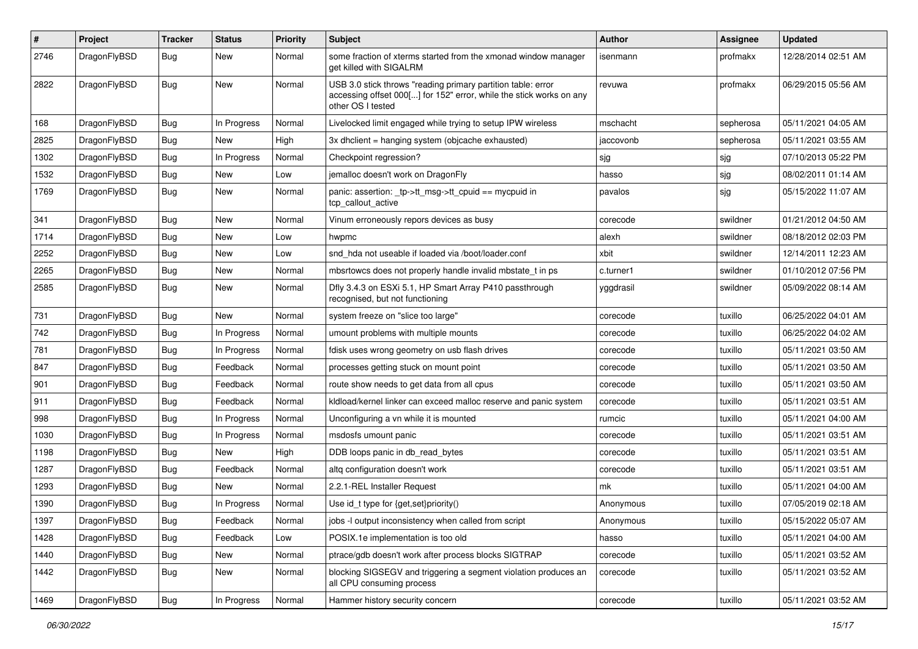| # | Project | Tracker | Status | Priority | Subject | Author | Assignee | Updated |
| --- | --- | --- | --- | --- | --- | --- | --- | --- |
| 2746 | DragonFlyBSD | Bug | New | Normal | some fraction of xterms started from the xmonad window manager get killed with SIGALRM | isenmann | profmakx | 12/28/2014 02:51 AM |
| 2822 | DragonFlyBSD | Bug | New | Normal | USB 3.0 stick throws "reading primary partition table: error accessing offset 000[...] for 152" error, while the stick works on any other OS I tested | revuwa | profmakx | 06/29/2015 05:56 AM |
| 168 | DragonFlyBSD | Bug | In Progress | Normal | Livelocked limit engaged while trying to setup IPW wireless | mschacht | sepherosa | 05/11/2021 04:05 AM |
| 2825 | DragonFlyBSD | Bug | New | High | 3x dhclient = hanging system (objcache exhausted) | jaccovonb | sepherosa | 05/11/2021 03:55 AM |
| 1302 | DragonFlyBSD | Bug | In Progress | Normal | Checkpoint regression? | sjg | sjg | 07/10/2013 05:22 PM |
| 1532 | DragonFlyBSD | Bug | New | Low | jemalloc doesn't work on DragonFly | hasso | sjg | 08/02/2011 01:14 AM |
| 1769 | DragonFlyBSD | Bug | New | Normal | panic: assertion: _tp->tt_msg->tt_cpuid == mycpuid in tcp_callout_active | pavalos | sjg | 05/15/2022 11:07 AM |
| 341 | DragonFlyBSD | Bug | New | Normal | Vinum erroneously repors devices as busy | corecode | swildner | 01/21/2012 04:50 AM |
| 1714 | DragonFlyBSD | Bug | New | Low | hwpmc | alexh | swildner | 08/18/2012 02:03 PM |
| 2252 | DragonFlyBSD | Bug | New | Low | snd_hda not useable if loaded via /boot/loader.conf | xbit | swildner | 12/14/2011 12:23 AM |
| 2265 | DragonFlyBSD | Bug | New | Normal | mbsrtowcs does not properly handle invalid mbstate_t in ps | c.turner1 | swildner | 01/10/2012 07:56 PM |
| 2585 | DragonFlyBSD | Bug | New | Normal | Dfly 3.4.3 on ESXi 5.1, HP Smart Array P410 passthrough recognised, but not functioning | yggdrasil | swildner | 05/09/2022 08:14 AM |
| 731 | DragonFlyBSD | Bug | New | Normal | system freeze on "slice too large" | corecode | tuxillo | 06/25/2022 04:01 AM |
| 742 | DragonFlyBSD | Bug | In Progress | Normal | umount problems with multiple mounts | corecode | tuxillo | 06/25/2022 04:02 AM |
| 781 | DragonFlyBSD | Bug | In Progress | Normal | fdisk uses wrong geometry on usb flash drives | corecode | tuxillo | 05/11/2021 03:50 AM |
| 847 | DragonFlyBSD | Bug | Feedback | Normal | processes getting stuck on mount point | corecode | tuxillo | 05/11/2021 03:50 AM |
| 901 | DragonFlyBSD | Bug | Feedback | Normal | route show needs to get data from all cpus | corecode | tuxillo | 05/11/2021 03:50 AM |
| 911 | DragonFlyBSD | Bug | Feedback | Normal | kldload/kernel linker can exceed malloc reserve and panic system | corecode | tuxillo | 05/11/2021 03:51 AM |
| 998 | DragonFlyBSD | Bug | In Progress | Normal | Unconfiguring a vn while it is mounted | rumcic | tuxillo | 05/11/2021 04:00 AM |
| 1030 | DragonFlyBSD | Bug | In Progress | Normal | msdosfs umount panic | corecode | tuxillo | 05/11/2021 03:51 AM |
| 1198 | DragonFlyBSD | Bug | New | High | DDB loops panic in db_read_bytes | corecode | tuxillo | 05/11/2021 03:51 AM |
| 1287 | DragonFlyBSD | Bug | Feedback | Normal | altq configuration doesn't work | corecode | tuxillo | 05/11/2021 03:51 AM |
| 1293 | DragonFlyBSD | Bug | New | Normal | 2.2.1-REL Installer Request | mk | tuxillo | 05/11/2021 04:00 AM |
| 1390 | DragonFlyBSD | Bug | In Progress | Normal | Use id_t type for {get,set}priority() | Anonymous | tuxillo | 07/05/2019 02:18 AM |
| 1397 | DragonFlyBSD | Bug | Feedback | Normal | jobs -l output inconsistency when called from script | Anonymous | tuxillo | 05/15/2022 05:07 AM |
| 1428 | DragonFlyBSD | Bug | Feedback | Low | POSIX.1e implementation is too old | hasso | tuxillo | 05/11/2021 04:00 AM |
| 1440 | DragonFlyBSD | Bug | New | Normal | ptrace/gdb doesn't work after process blocks SIGTRAP | corecode | tuxillo | 05/11/2021 03:52 AM |
| 1442 | DragonFlyBSD | Bug | New | Normal | blocking SIGSEGV and triggering a segment violation produces an all CPU consuming process | corecode | tuxillo | 05/11/2021 03:52 AM |
| 1469 | DragonFlyBSD | Bug | In Progress | Normal | Hammer history security concern | corecode | tuxillo | 05/11/2021 03:52 AM |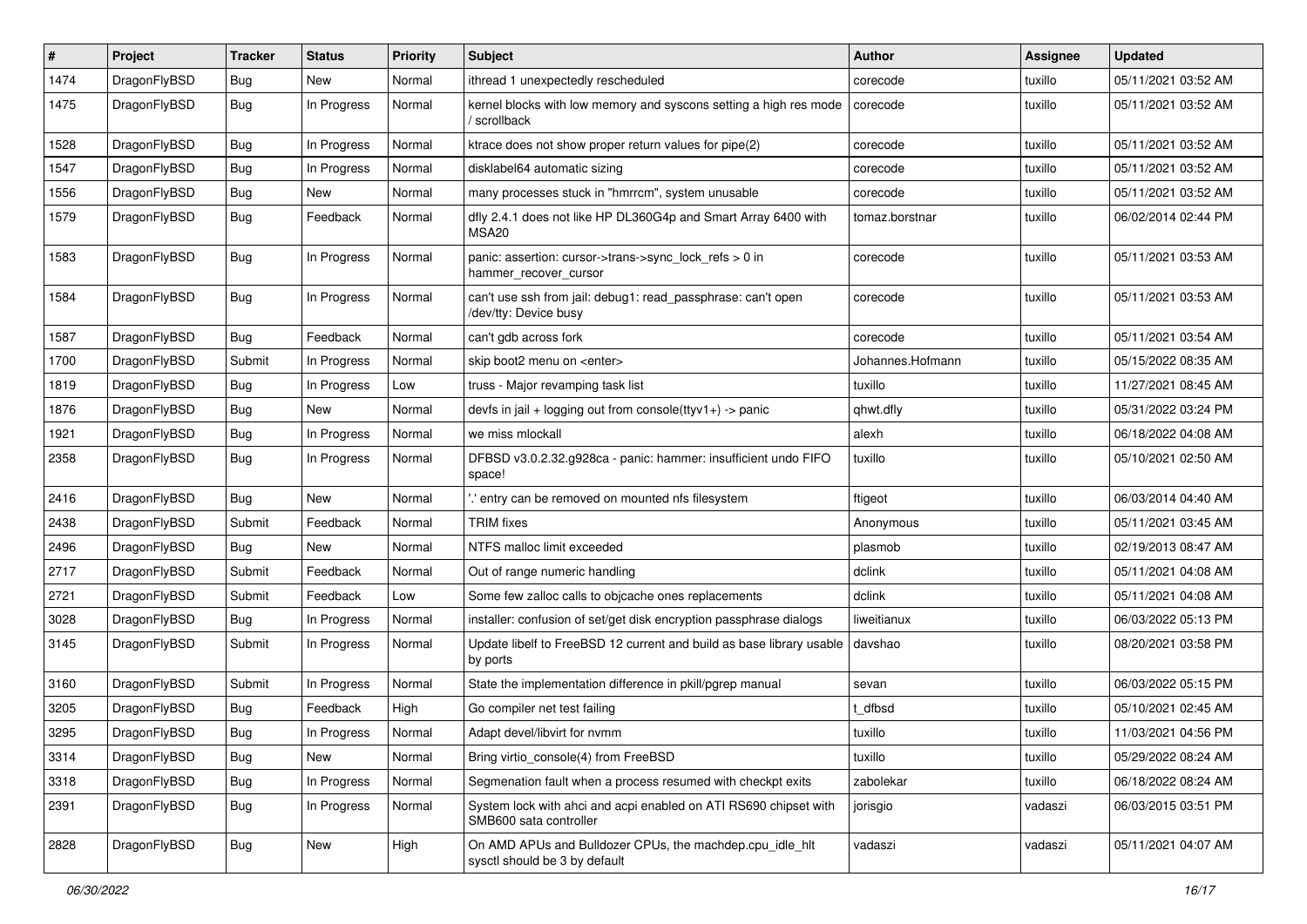| # | Project | Tracker | Status | Priority | Subject | Author | Assignee | Updated |
|---|---|---|---|---|---|---|---|---|
| 1474 | DragonFlyBSD | Bug | New | Normal | ithread 1 unexpectedly rescheduled | corecode | tuxillo | 05/11/2021 03:52 AM |
| 1475 | DragonFlyBSD | Bug | In Progress | Normal | kernel blocks with low memory and syscons setting a high res mode / scrollback | corecode | tuxillo | 05/11/2021 03:52 AM |
| 1528 | DragonFlyBSD | Bug | In Progress | Normal | ktrace does not show proper return values for pipe(2) | corecode | tuxillo | 05/11/2021 03:52 AM |
| 1547 | DragonFlyBSD | Bug | In Progress | Normal | disklabel64 automatic sizing | corecode | tuxillo | 05/11/2021 03:52 AM |
| 1556 | DragonFlyBSD | Bug | New | Normal | many processes stuck in "hmrrcm", system unusable | corecode | tuxillo | 05/11/2021 03:52 AM |
| 1579 | DragonFlyBSD | Bug | Feedback | Normal | dfly 2.4.1 does not like HP DL360G4p and Smart Array 6400 with MSA20 | tomaz.borstnar | tuxillo | 06/02/2014 02:44 PM |
| 1583 | DragonFlyBSD | Bug | In Progress | Normal | panic: assertion: cursor->trans->sync_lock_refs > 0 in hammer_recover_cursor | corecode | tuxillo | 05/11/2021 03:53 AM |
| 1584 | DragonFlyBSD | Bug | In Progress | Normal | can't use ssh from jail: debug1: read_passphrase: can't open /dev/tty: Device busy | corecode | tuxillo | 05/11/2021 03:53 AM |
| 1587 | DragonFlyBSD | Bug | Feedback | Normal | can't gdb across fork | corecode | tuxillo | 05/11/2021 03:54 AM |
| 1700 | DragonFlyBSD | Submit | In Progress | Normal | skip boot2 menu on <enter> | Johannes.Hofmann | tuxillo | 05/15/2022 08:35 AM |
| 1819 | DragonFlyBSD | Bug | In Progress | Low | truss - Major revamping task list | tuxillo | tuxillo | 11/27/2021 08:45 AM |
| 1876 | DragonFlyBSD | Bug | New | Normal | devfs in jail + logging out from console(ttyv1+) -> panic | qhwt.dfly | tuxillo | 05/31/2022 03:24 PM |
| 1921 | DragonFlyBSD | Bug | In Progress | Normal | we miss mlockall | alexh | tuxillo | 06/18/2022 04:08 AM |
| 2358 | DragonFlyBSD | Bug | In Progress | Normal | DFBSD v3.0.2.32.g928ca - panic: hammer: insufficient undo FIFO space! | tuxillo | tuxillo | 05/10/2021 02:50 AM |
| 2416 | DragonFlyBSD | Bug | New | Normal | '.' entry can be removed on mounted nfs filesystem | ftigeot | tuxillo | 06/03/2014 04:40 AM |
| 2438 | DragonFlyBSD | Submit | Feedback | Normal | TRIM fixes | Anonymous | tuxillo | 05/11/2021 03:45 AM |
| 2496 | DragonFlyBSD | Bug | New | Normal | NTFS malloc limit exceeded | plasmob | tuxillo | 02/19/2013 08:47 AM |
| 2717 | DragonFlyBSD | Submit | Feedback | Normal | Out of range numeric handling | dclink | tuxillo | 05/11/2021 04:08 AM |
| 2721 | DragonFlyBSD | Submit | Feedback | Low | Some few zalloc calls to objcache ones replacements | dclink | tuxillo | 05/11/2021 04:08 AM |
| 3028 | DragonFlyBSD | Bug | In Progress | Normal | installer: confusion of set/get disk encryption passphrase dialogs | liweitianux | tuxillo | 06/03/2022 05:13 PM |
| 3145 | DragonFlyBSD | Submit | In Progress | Normal | Update libelf to FreeBSD 12 current and build as base library usable by ports | davshao | tuxillo | 08/20/2021 03:58 PM |
| 3160 | DragonFlyBSD | Submit | In Progress | Normal | State the implementation difference in pkill/pgrep manual | sevan | tuxillo | 06/03/2022 05:15 PM |
| 3205 | DragonFlyBSD | Bug | Feedback | High | Go compiler net test failing | t_dfbsd | tuxillo | 05/10/2021 02:45 AM |
| 3295 | DragonFlyBSD | Bug | In Progress | Normal | Adapt devel/libvirt for nvmm | tuxillo | tuxillo | 11/03/2021 04:56 PM |
| 3314 | DragonFlyBSD | Bug | New | Normal | Bring virtio_console(4) from FreeBSD | tuxillo | tuxillo | 05/29/2022 08:24 AM |
| 3318 | DragonFlyBSD | Bug | In Progress | Normal | Segmenation fault when a process resumed with checkpt exits | zabolekar | tuxillo | 06/18/2022 08:24 AM |
| 2391 | DragonFlyBSD | Bug | In Progress | Normal | System lock with ahci and acpi enabled on ATI RS690 chipset with SMB600 sata controller | jorisgio | vadaszi | 06/03/2015 03:51 PM |
| 2828 | DragonFlyBSD | Bug | New | High | On AMD APUs and Bulldozer CPUs, the machdep.cpu_idle_hlt sysctl should be 3 by default | vadaszi | vadaszi | 05/11/2021 04:07 AM |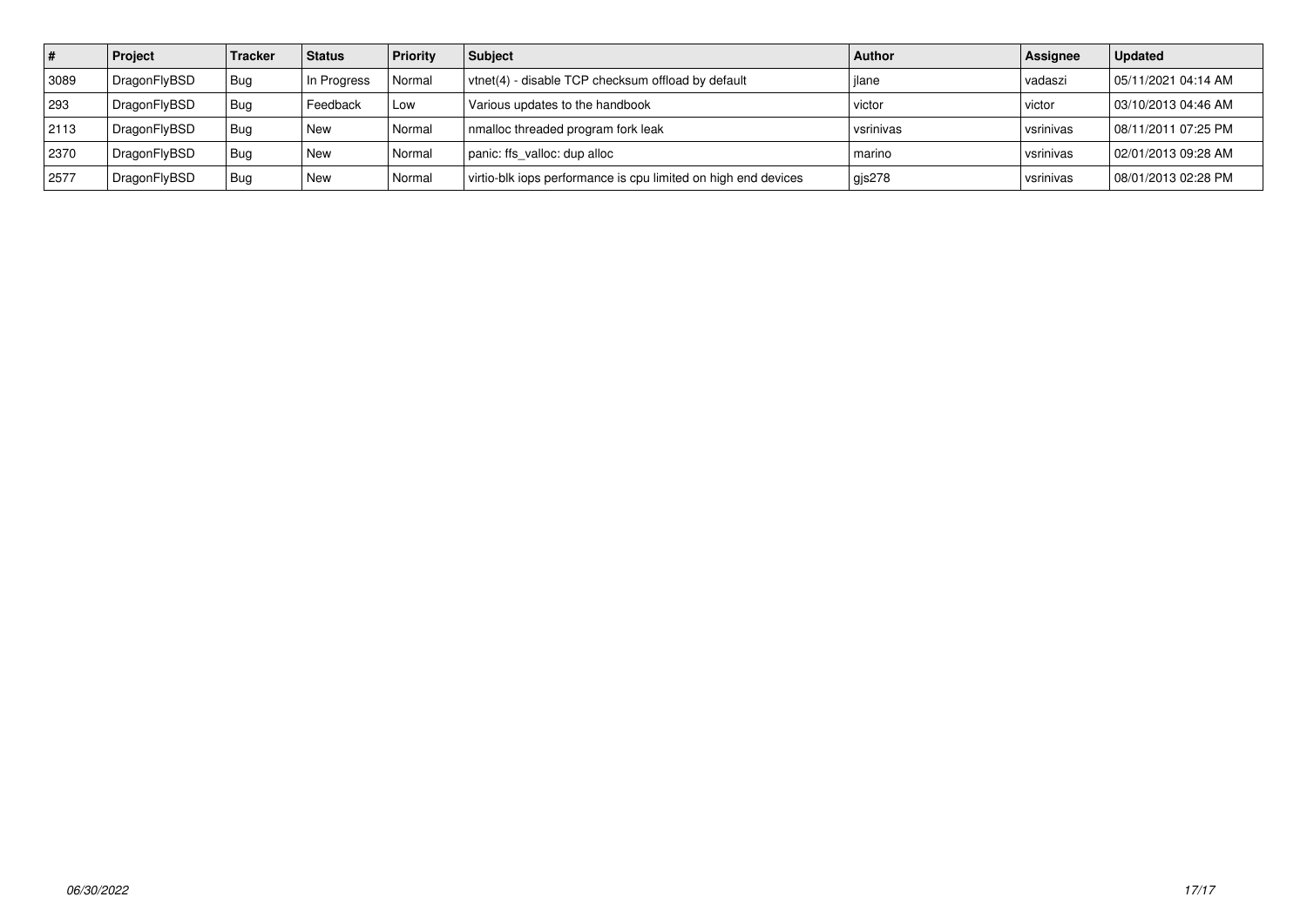| # | Project | Tracker | Status | Priority | Subject | Author | Assignee | Updated |
|---|---|---|---|---|---|---|---|---|
| 3089 | DragonFlyBSD | Bug | In Progress | Normal | vtnet(4) - disable TCP checksum offload by default | jlane | vadaszi | 05/11/2021 04:14 AM |
| 293 | DragonFlyBSD | Bug | Feedback | Low | Various updates to the handbook | victor | victor | 03/10/2013 04:46 AM |
| 2113 | DragonFlyBSD | Bug | New | Normal | nmalloc threaded program fork leak | vsrinivas | vsrinivas | 08/11/2011 07:25 PM |
| 2370 | DragonFlyBSD | Bug | New | Normal | panic: ffs_valloc: dup alloc | marino | vsrinivas | 02/01/2013 09:28 AM |
| 2577 | DragonFlyBSD | Bug | New | Normal | virtio-blk iops performance is cpu limited on high end devices | gjs278 | vsrinivas | 08/01/2013 02:28 PM |